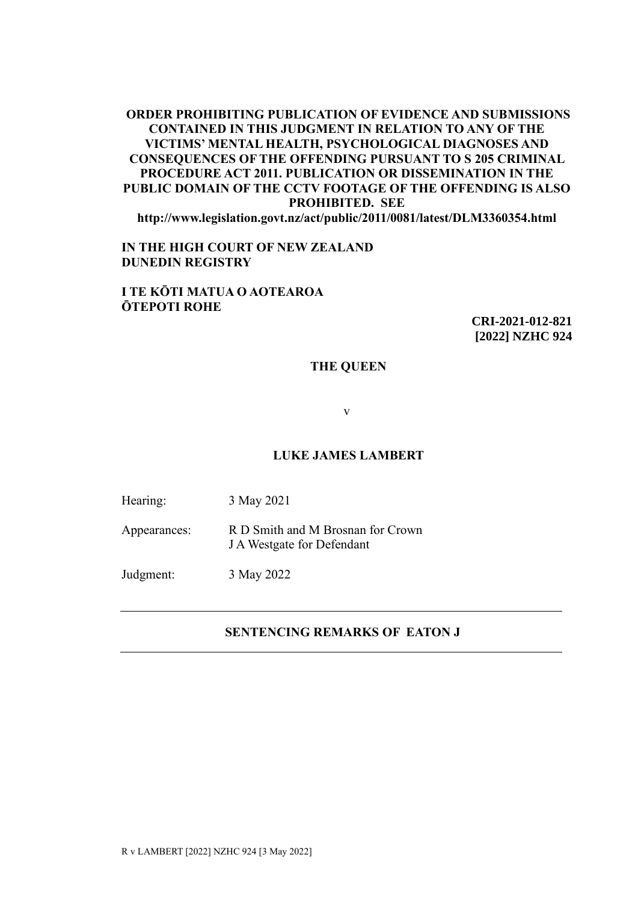**ORDER PROHIBITING PUBLICATION OF EVIDENCE AND SUBMISSIONS CONTAINED IN THIS JUDGMENT IN RELATION TO ANY OF THE VICTIMS' MENTAL HEALTH, PSYCHOLOGICAL DIAGNOSES AND CONSEQUENCES OF THE OFFENDING PURSUANT TO S 205 CRIMINAL PROCEDURE ACT 2011. PUBLICATION OR DISSEMINATION IN THE PUBLIC DOMAIN OF THE CCTV FOOTAGE OF THE OFFENDING IS ALSO PROHIBITED. SEE http://www.legislation.govt.nz/act/public/2011/0081/latest/DLM3360354.html**

**IN THE HIGH COURT OF NEW ZEALAND**
**DUNEDIN REGISTRY**

**I TE KŌTI MATUA O AOTEAROA**
**ŌTEPOTI ROHE**

**CRI-2021-012-821**
**[2022] NZHC 924**

**THE QUEEN**

v

**LUKE JAMES LAMBERT**

Hearing: 3 May 2021

Appearances: R D Smith and M Brosnan for Crown
J A Westgate for Defendant

Judgment: 3 May 2022

---

**SENTENCING REMARKS OF EATON J**

---

R v LAMBERT [2022] NZHC 924 [3 May 2022]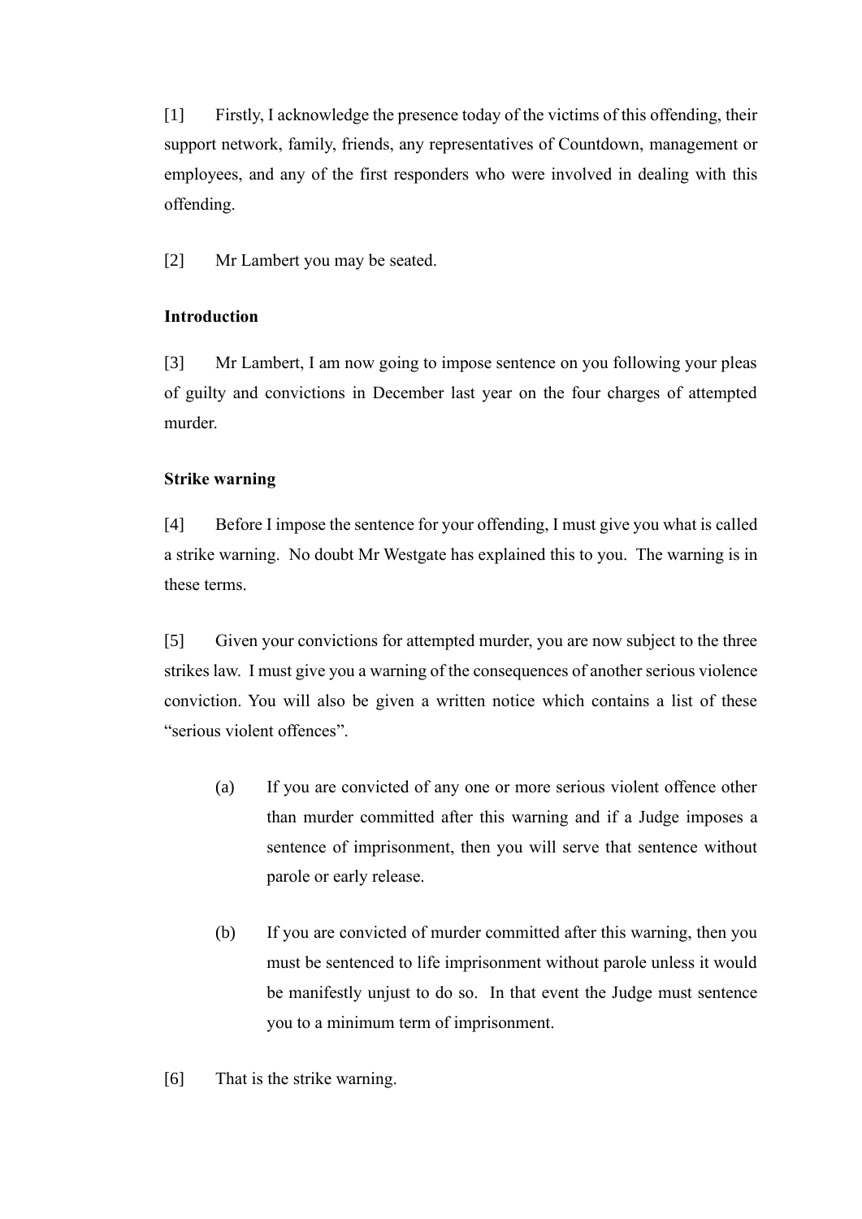[1] Firstly, I acknowledge the presence today of the victims of this offending, their support network, family, friends, any representatives of Countdown, management or employees, and any of the first responders who were involved in dealing with this offending.

[2] Mr Lambert you may be seated.

**Introduction**

[3] Mr Lambert, I am now going to impose sentence on you following your pleas of guilty and convictions in December last year on the four charges of attempted murder.

**Strike warning**

[4] Before I impose the sentence for your offending, I must give you what is called a strike warning. No doubt Mr Westgate has explained this to you. The warning is in these terms.

[5] Given your convictions for attempted murder, you are now subject to the three strikes law. I must give you a warning of the consequences of another serious violence conviction. You will also be given a written notice which contains a list of these "serious violent offences".

(a) If you are convicted of any one or more serious violent offence other than murder committed after this warning and if a Judge imposes a sentence of imprisonment, then you will serve that sentence without parole or early release.

(b) If you are convicted of murder committed after this warning, then you must be sentenced to life imprisonment without parole unless it would be manifestly unjust to do so. In that event the Judge must sentence you to a minimum term of imprisonment.

[6] That is the strike warning.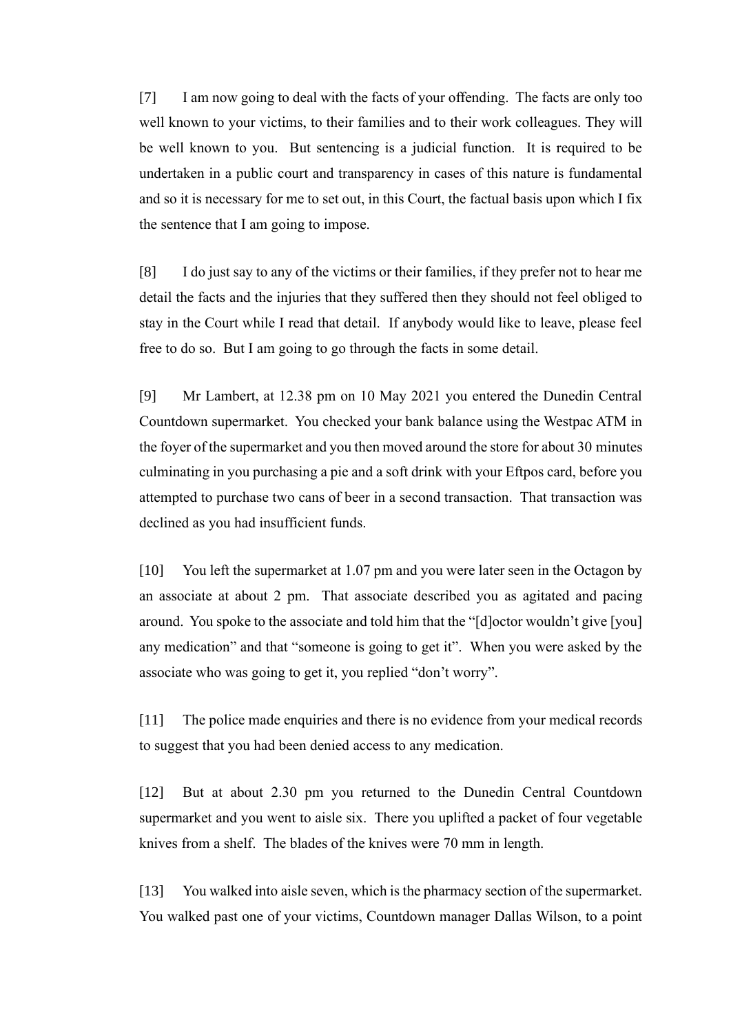[7] I am now going to deal with the facts of your offending. The facts are only too well known to your victims, to their families and to their work colleagues. They will be well known to you. But sentencing is a judicial function. It is required to be undertaken in a public court and transparency in cases of this nature is fundamental and so it is necessary for me to set out, in this Court, the factual basis upon which I fix the sentence that I am going to impose.

[8] I do just say to any of the victims or their families, if they prefer not to hear me detail the facts and the injuries that they suffered then they should not feel obliged to stay in the Court while I read that detail. If anybody would like to leave, please feel free to do so. But I am going to go through the facts in some detail.

[9] Mr Lambert, at 12.38 pm on 10 May 2021 you entered the Dunedin Central Countdown supermarket. You checked your bank balance using the Westpac ATM in the foyer of the supermarket and you then moved around the store for about 30 minutes culminating in you purchasing a pie and a soft drink with your Eftpos card, before you attempted to purchase two cans of beer in a second transaction. That transaction was declined as you had insufficient funds.

[10] You left the supermarket at 1.07 pm and you were later seen in the Octagon by an associate at about 2 pm. That associate described you as agitated and pacing around. You spoke to the associate and told him that the "[d]octor wouldn't give [you] any medication" and that "someone is going to get it". When you were asked by the associate who was going to get it, you replied "don't worry".

[11] The police made enquiries and there is no evidence from your medical records to suggest that you had been denied access to any medication.

[12] But at about 2.30 pm you returned to the Dunedin Central Countdown supermarket and you went to aisle six. There you uplifted a packet of four vegetable knives from a shelf. The blades of the knives were 70 mm in length.

[13] You walked into aisle seven, which is the pharmacy section of the supermarket. You walked past one of your victims, Countdown manager Dallas Wilson, to a point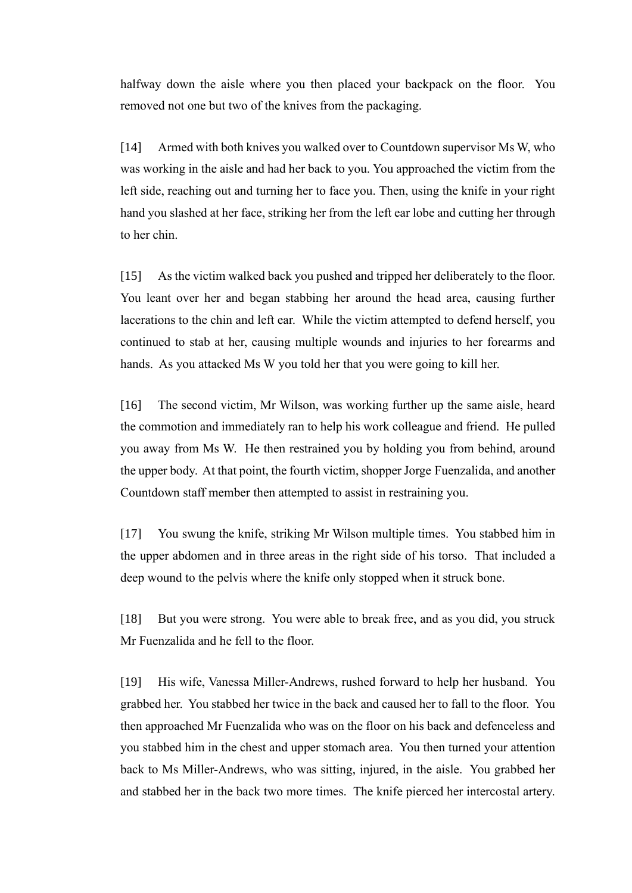halfway down the aisle where you then placed your backpack on the floor. You removed not one but two of the knives from the packaging.

[14] Armed with both knives you walked over to Countdown supervisor Ms W, who was working in the aisle and had her back to you. You approached the victim from the left side, reaching out and turning her to face you. Then, using the knife in your right hand you slashed at her face, striking her from the left ear lobe and cutting her through to her chin.

[15] As the victim walked back you pushed and tripped her deliberately to the floor. You leant over her and began stabbing her around the head area, causing further lacerations to the chin and left ear. While the victim attempted to defend herself, you continued to stab at her, causing multiple wounds and injuries to her forearms and hands. As you attacked Ms W you told her that you were going to kill her.

[16] The second victim, Mr Wilson, was working further up the same aisle, heard the commotion and immediately ran to help his work colleague and friend. He pulled you away from Ms W. He then restrained you by holding you from behind, around the upper body. At that point, the fourth victim, shopper Jorge Fuenzalida, and another Countdown staff member then attempted to assist in restraining you.

[17] You swung the knife, striking Mr Wilson multiple times. You stabbed him in the upper abdomen and in three areas in the right side of his torso. That included a deep wound to the pelvis where the knife only stopped when it struck bone.

[18] But you were strong. You were able to break free, and as you did, you struck Mr Fuenzalida and he fell to the floor.

[19] His wife, Vanessa Miller-Andrews, rushed forward to help her husband. You grabbed her. You stabbed her twice in the back and caused her to fall to the floor. You then approached Mr Fuenzalida who was on the floor on his back and defenceless and you stabbed him in the chest and upper stomach area. You then turned your attention back to Ms Miller-Andrews, who was sitting, injured, in the aisle. You grabbed her and stabbed her in the back two more times. The knife pierced her intercostal artery.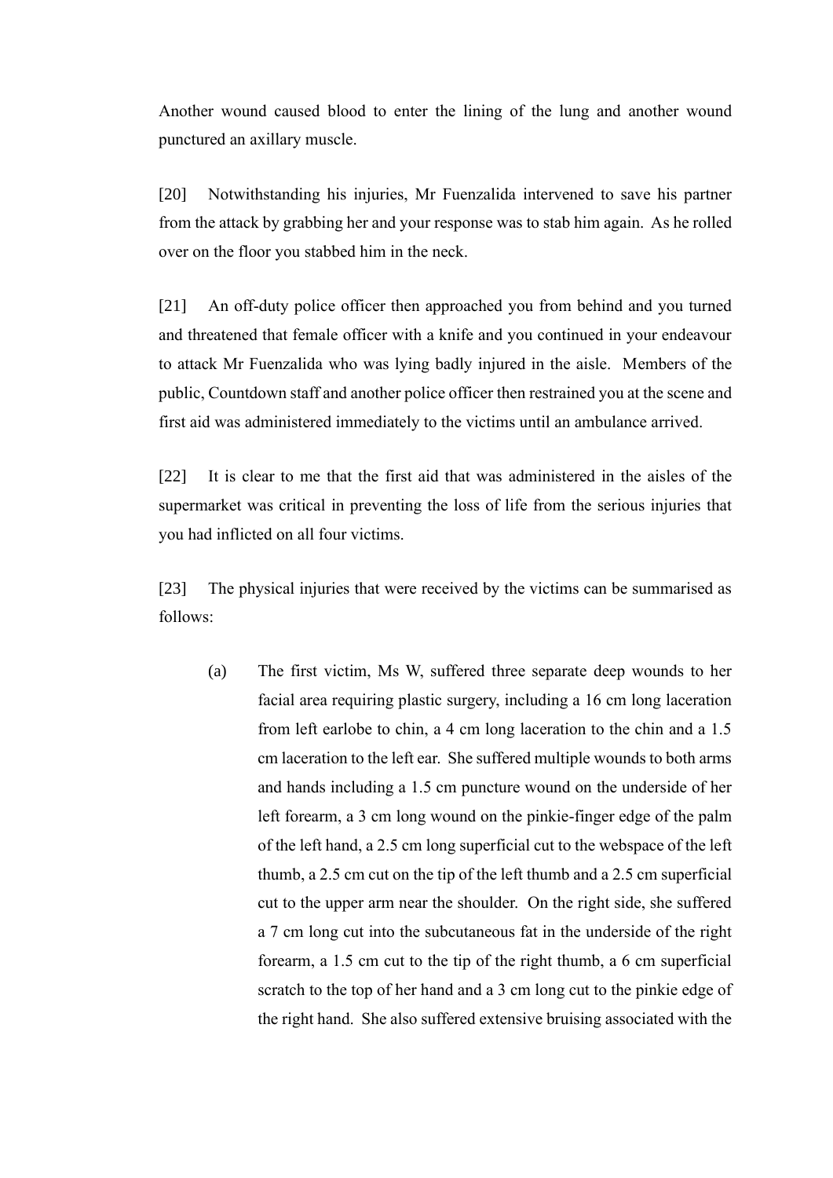Another wound caused blood to enter the lining of the lung and another wound punctured an axillary muscle.

[20] Notwithstanding his injuries, Mr Fuenzalida intervened to save his partner from the attack by grabbing her and your response was to stab him again. As he rolled over on the floor you stabbed him in the neck.

[21] An off-duty police officer then approached you from behind and you turned and threatened that female officer with a knife and you continued in your endeavour to attack Mr Fuenzalida who was lying badly injured in the aisle. Members of the public, Countdown staff and another police officer then restrained you at the scene and first aid was administered immediately to the victims until an ambulance arrived.

[22] It is clear to me that the first aid that was administered in the aisles of the supermarket was critical in preventing the loss of life from the serious injuries that you had inflicted on all four victims.

[23] The physical injuries that were received by the victims can be summarised as follows:

(a) The first victim, Ms W, suffered three separate deep wounds to her facial area requiring plastic surgery, including a 16 cm long laceration from left earlobe to chin, a 4 cm long laceration to the chin and a 1.5 cm laceration to the left ear. She suffered multiple wounds to both arms and hands including a 1.5 cm puncture wound on the underside of her left forearm, a 3 cm long wound on the pinkie-finger edge of the palm of the left hand, a 2.5 cm long superficial cut to the webspace of the left thumb, a 2.5 cm cut on the tip of the left thumb and a 2.5 cm superficial cut to the upper arm near the shoulder. On the right side, she suffered a 7 cm long cut into the subcutaneous fat in the underside of the right forearm, a 1.5 cm cut to the tip of the right thumb, a 6 cm superficial scratch to the top of her hand and a 3 cm long cut to the pinkie edge of the right hand. She also suffered extensive bruising associated with the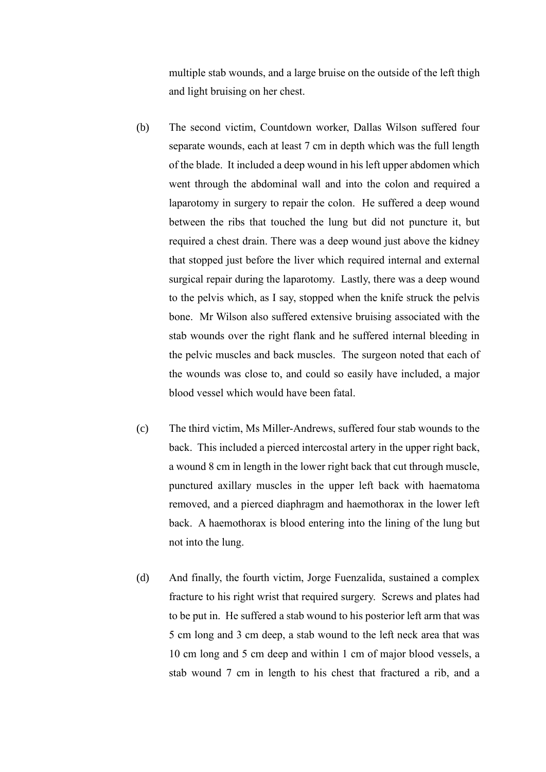multiple stab wounds, and a large bruise on the outside of the left thigh and light bruising on her chest.

(b) The second victim, Countdown worker, Dallas Wilson suffered four separate wounds, each at least 7 cm in depth which was the full length of the blade. It included a deep wound in his left upper abdomen which went through the abdominal wall and into the colon and required a laparotomy in surgery to repair the colon. He suffered a deep wound between the ribs that touched the lung but did not puncture it, but required a chest drain. There was a deep wound just above the kidney that stopped just before the liver which required internal and external surgical repair during the laparotomy. Lastly, there was a deep wound to the pelvis which, as I say, stopped when the knife struck the pelvis bone. Mr Wilson also suffered extensive bruising associated with the stab wounds over the right flank and he suffered internal bleeding in the pelvic muscles and back muscles. The surgeon noted that each of the wounds was close to, and could so easily have included, a major blood vessel which would have been fatal.

(c) The third victim, Ms Miller-Andrews, suffered four stab wounds to the back. This included a pierced intercostal artery in the upper right back, a wound 8 cm in length in the lower right back that cut through muscle, punctured axillary muscles in the upper left back with haematoma removed, and a pierced diaphragm and haemothorax in the lower left back. A haemothorax is blood entering into the lining of the lung but not into the lung.

(d) And finally, the fourth victim, Jorge Fuenzalida, sustained a complex fracture to his right wrist that required surgery. Screws and plates had to be put in. He suffered a stab wound to his posterior left arm that was 5 cm long and 3 cm deep, a stab wound to the left neck area that was 10 cm long and 5 cm deep and within 1 cm of major blood vessels, a stab wound 7 cm in length to his chest that fractured a rib, and a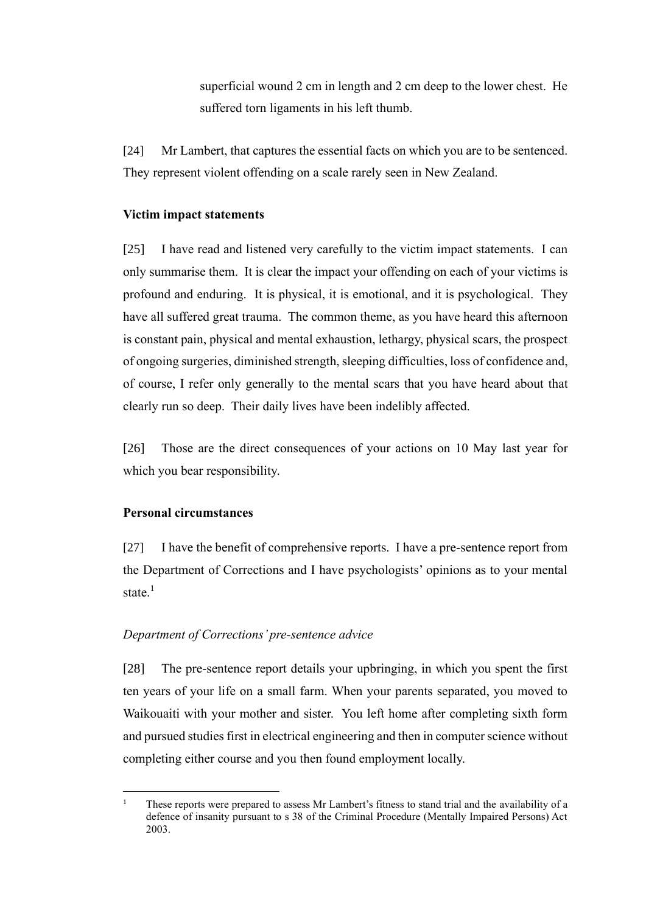superficial wound 2 cm in length and 2 cm deep to the lower chest. He suffered torn ligaments in his left thumb.

[24] Mr Lambert, that captures the essential facts on which you are to be sentenced. They represent violent offending on a scale rarely seen in New Zealand.

**Victim impact statements**

[25] I have read and listened very carefully to the victim impact statements. I can only summarise them. It is clear the impact your offending on each of your victims is profound and enduring. It is physical, it is emotional, and it is psychological. They have all suffered great trauma. The common theme, as you have heard this afternoon is constant pain, physical and mental exhaustion, lethargy, physical scars, the prospect of ongoing surgeries, diminished strength, sleeping difficulties, loss of confidence and, of course, I refer only generally to the mental scars that you have heard about that clearly run so deep. Their daily lives have been indelibly affected.

[26] Those are the direct consequences of your actions on 10 May last year for which you bear responsibility.

**Personal circumstances**

[27] I have the benefit of comprehensive reports. I have a pre-sentence report from the Department of Corrections and I have psychologists' opinions as to your mental state.[1]

*Department of Corrections' pre-sentence advice*

[28] The pre-sentence report details your upbringing, in which you spent the first ten years of your life on a small farm. When your parents separated, you moved to Waikouaiti with your mother and sister. You left home after completing sixth form and pursued studies first in electrical engineering and then in computer science without completing either course and you then found employment locally.

---

[1] These reports were prepared to assess Mr Lambert's fitness to stand trial and the availability of a defence of insanity pursuant to s 38 of the Criminal Procedure (Mentally Impaired Persons) Act 2003.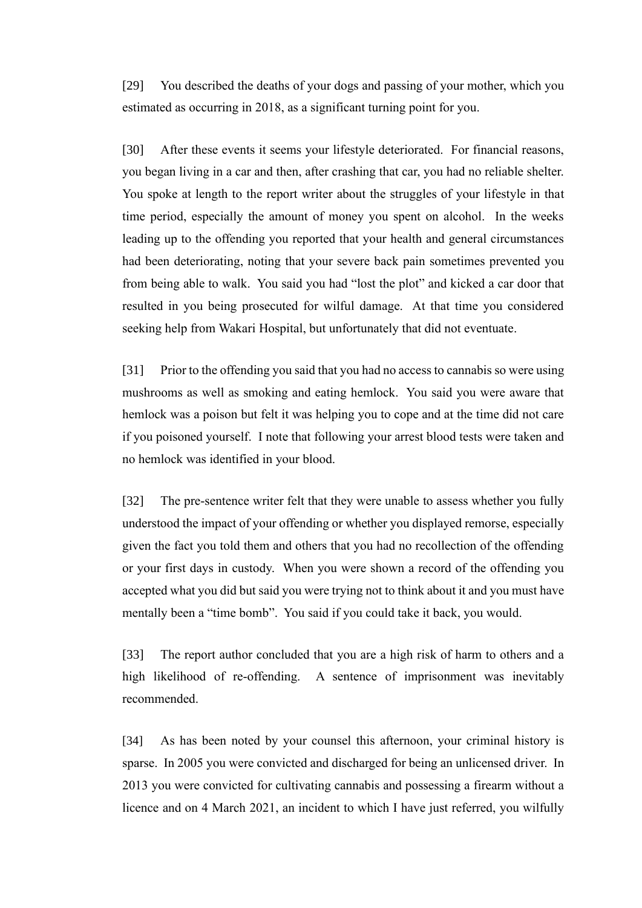[29] You described the deaths of your dogs and passing of your mother, which you estimated as occurring in 2018, as a significant turning point for you.

[30] After these events it seems your lifestyle deteriorated. For financial reasons, you began living in a car and then, after crashing that car, you had no reliable shelter. You spoke at length to the report writer about the struggles of your lifestyle in that time period, especially the amount of money you spent on alcohol. In the weeks leading up to the offending you reported that your health and general circumstances had been deteriorating, noting that your severe back pain sometimes prevented you from being able to walk. You said you had "lost the plot" and kicked a car door that resulted in you being prosecuted for wilful damage. At that time you considered seeking help from Wakari Hospital, but unfortunately that did not eventuate.

[31] Prior to the offending you said that you had no access to cannabis so were using mushrooms as well as smoking and eating hemlock. You said you were aware that hemlock was a poison but felt it was helping you to cope and at the time did not care if you poisoned yourself. I note that following your arrest blood tests were taken and no hemlock was identified in your blood.

[32] The pre-sentence writer felt that they were unable to assess whether you fully understood the impact of your offending or whether you displayed remorse, especially given the fact you told them and others that you had no recollection of the offending or your first days in custody. When you were shown a record of the offending you accepted what you did but said you were trying not to think about it and you must have mentally been a "time bomb". You said if you could take it back, you would.

[33] The report author concluded that you are a high risk of harm to others and a high likelihood of re-offending. A sentence of imprisonment was inevitably recommended.

[34] As has been noted by your counsel this afternoon, your criminal history is sparse. In 2005 you were convicted and discharged for being an unlicensed driver. In 2013 you were convicted for cultivating cannabis and possessing a firearm without a licence and on 4 March 2021, an incident to which I have just referred, you wilfully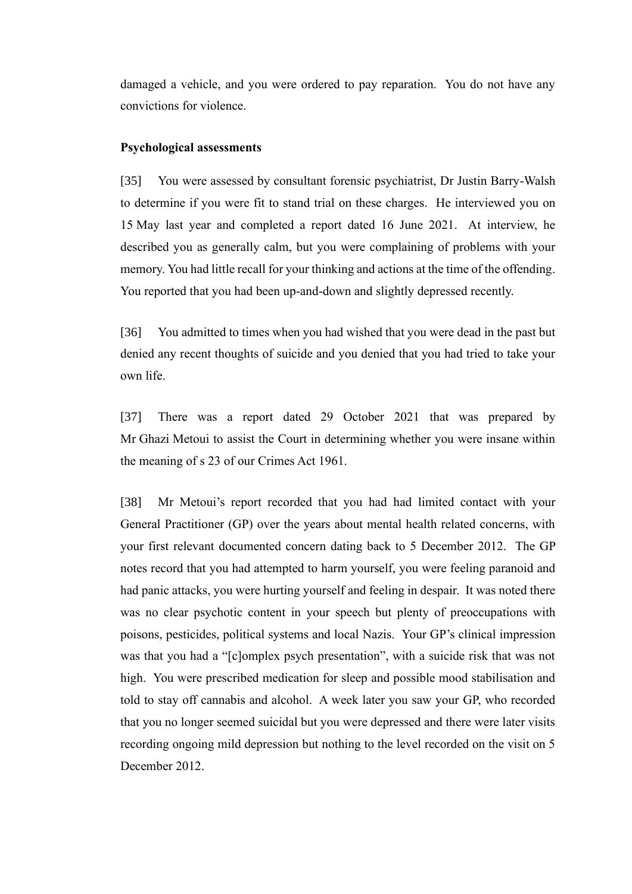damaged a vehicle, and you were ordered to pay reparation. You do not have any convictions for violence.

**Psychological assessments**

[35] You were assessed by consultant forensic psychiatrist, Dr Justin Barry-Walsh to determine if you were fit to stand trial on these charges. He interviewed you on 15 May last year and completed a report dated 16 June 2021. At interview, he described you as generally calm, but you were complaining of problems with your memory. You had little recall for your thinking and actions at the time of the offending. You reported that you had been up-and-down and slightly depressed recently.

[36] You admitted to times when you had wished that you were dead in the past but denied any recent thoughts of suicide and you denied that you had tried to take your own life.

[37] There was a report dated 29 October 2021 that was prepared by Mr Ghazi Metoui to assist the Court in determining whether you were insane within the meaning of s 23 of our Crimes Act 1961.

[38] Mr Metoui's report recorded that you had had limited contact with your General Practitioner (GP) over the years about mental health related concerns, with your first relevant documented concern dating back to 5 December 2012. The GP notes record that you had attempted to harm yourself, you were feeling paranoid and had panic attacks, you were hurting yourself and feeling in despair. It was noted there was no clear psychotic content in your speech but plenty of preoccupations with poisons, pesticides, political systems and local Nazis. Your GP's clinical impression was that you had a "[c]omplex psych presentation", with a suicide risk that was not high. You were prescribed medication for sleep and possible mood stabilisation and told to stay off cannabis and alcohol. A week later you saw your GP, who recorded that you no longer seemed suicidal but you were depressed and there were later visits recording ongoing mild depression but nothing to the level recorded on the visit on 5 December 2012.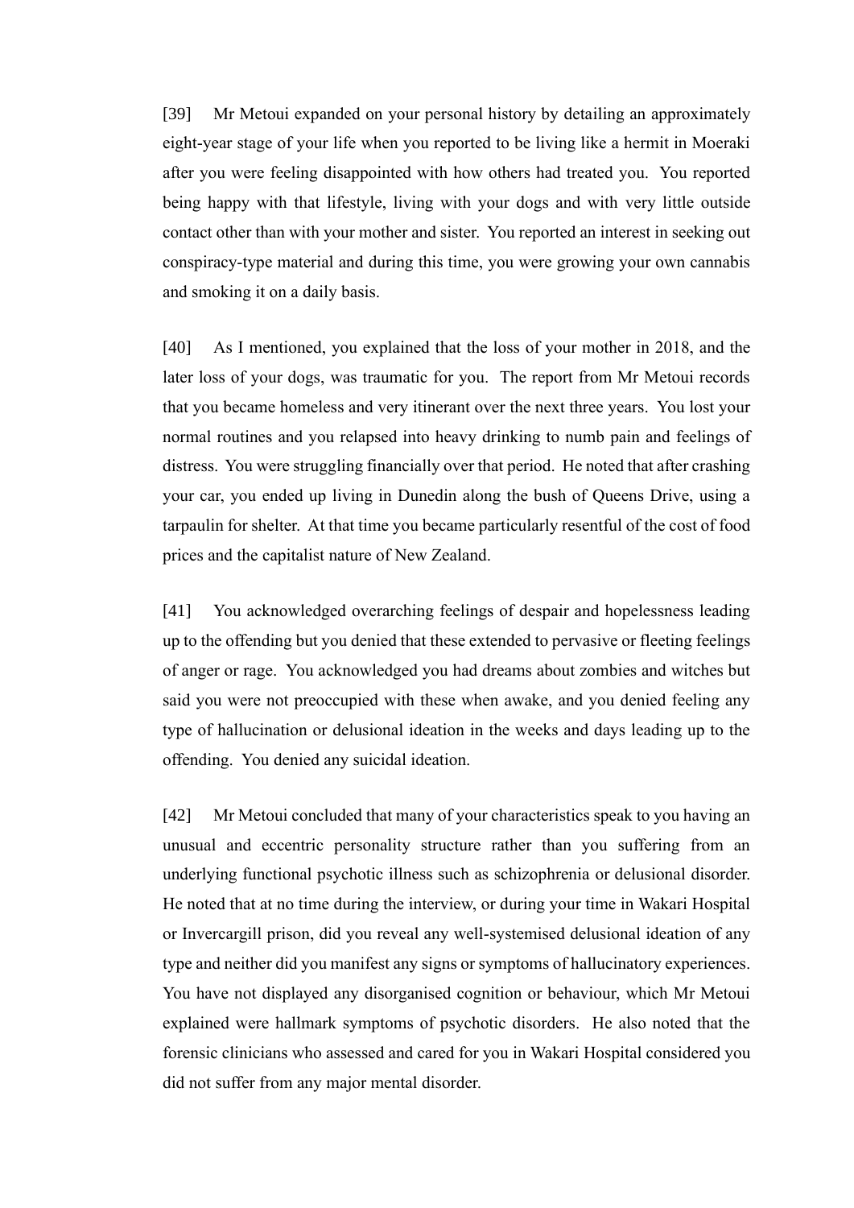[39] Mr Metoui expanded on your personal history by detailing an approximately eight-year stage of your life when you reported to be living like a hermit in Moeraki after you were feeling disappointed with how others had treated you. You reported being happy with that lifestyle, living with your dogs and with very little outside contact other than with your mother and sister. You reported an interest in seeking out conspiracy-type material and during this time, you were growing your own cannabis and smoking it on a daily basis.

[40] As I mentioned, you explained that the loss of your mother in 2018, and the later loss of your dogs, was traumatic for you. The report from Mr Metoui records that you became homeless and very itinerant over the next three years. You lost your normal routines and you relapsed into heavy drinking to numb pain and feelings of distress. You were struggling financially over that period. He noted that after crashing your car, you ended up living in Dunedin along the bush of Queens Drive, using a tarpaulin for shelter. At that time you became particularly resentful of the cost of food prices and the capitalist nature of New Zealand.

[41] You acknowledged overarching feelings of despair and hopelessness leading up to the offending but you denied that these extended to pervasive or fleeting feelings of anger or rage. You acknowledged you had dreams about zombies and witches but said you were not preoccupied with these when awake, and you denied feeling any type of hallucination or delusional ideation in the weeks and days leading up to the offending. You denied any suicidal ideation.

[42] Mr Metoui concluded that many of your characteristics speak to you having an unusual and eccentric personality structure rather than you suffering from an underlying functional psychotic illness such as schizophrenia or delusional disorder. He noted that at no time during the interview, or during your time in Wakari Hospital or Invercargill prison, did you reveal any well-systemised delusional ideation of any type and neither did you manifest any signs or symptoms of hallucinatory experiences. You have not displayed any disorganised cognition or behaviour, which Mr Metoui explained were hallmark symptoms of psychotic disorders. He also noted that the forensic clinicians who assessed and cared for you in Wakari Hospital considered you did not suffer from any major mental disorder.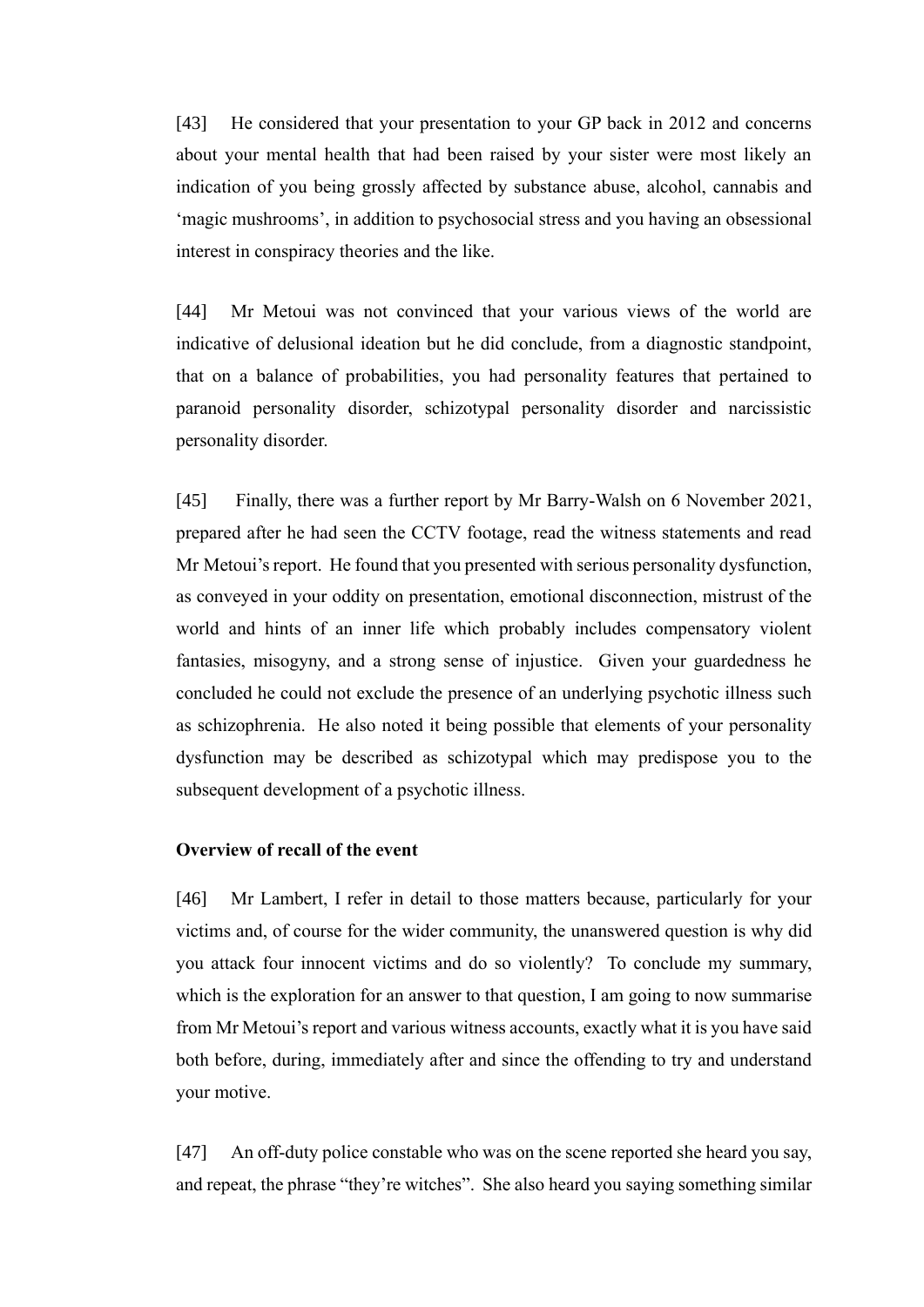[43] He considered that your presentation to your GP back in 2012 and concerns about your mental health that had been raised by your sister were most likely an indication of you being grossly affected by substance abuse, alcohol, cannabis and 'magic mushrooms', in addition to psychosocial stress and you having an obsessional interest in conspiracy theories and the like.

[44] Mr Metoui was not convinced that your various views of the world are indicative of delusional ideation but he did conclude, from a diagnostic standpoint, that on a balance of probabilities, you had personality features that pertained to paranoid personality disorder, schizotypal personality disorder and narcissistic personality disorder.

[45] Finally, there was a further report by Mr Barry-Walsh on 6 November 2021, prepared after he had seen the CCTV footage, read the witness statements and read Mr Metoui's report. He found that you presented with serious personality dysfunction, as conveyed in your oddity on presentation, emotional disconnection, mistrust of the world and hints of an inner life which probably includes compensatory violent fantasies, misogyny, and a strong sense of injustice. Given your guardedness he concluded he could not exclude the presence of an underlying psychotic illness such as schizophrenia. He also noted it being possible that elements of your personality dysfunction may be described as schizotypal which may predispose you to the subsequent development of a psychotic illness.

**Overview of recall of the event**

[46] Mr Lambert, I refer in detail to those matters because, particularly for your victims and, of course for the wider community, the unanswered question is why did you attack four innocent victims and do so violently? To conclude my summary, which is the exploration for an answer to that question, I am going to now summarise from Mr Metoui's report and various witness accounts, exactly what it is you have said both before, during, immediately after and since the offending to try and understand your motive.

[47] An off-duty police constable who was on the scene reported she heard you say, and repeat, the phrase "they're witches". She also heard you saying something similar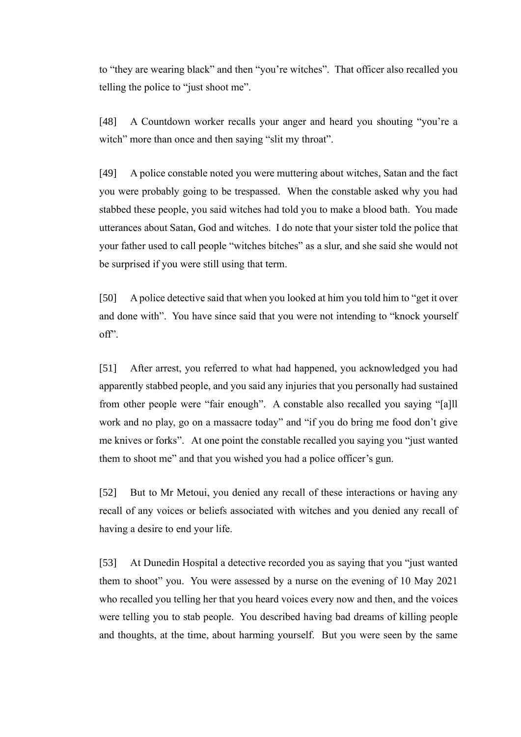to "they are wearing black" and then "you're witches". That officer also recalled you telling the police to "just shoot me".

[48] A Countdown worker recalls your anger and heard you shouting "you're a witch" more than once and then saying "slit my throat".

[49] A police constable noted you were muttering about witches, Satan and the fact you were probably going to be trespassed. When the constable asked why you had stabbed these people, you said witches had told you to make a blood bath. You made utterances about Satan, God and witches. I do note that your sister told the police that your father used to call people "witches bitches" as a slur, and she said she would not be surprised if you were still using that term.

[50] A police detective said that when you looked at him you told him to "get it over and done with". You have since said that you were not intending to "knock yourself off".

[51] After arrest, you referred to what had happened, you acknowledged you had apparently stabbed people, and you said any injuries that you personally had sustained from other people were "fair enough". A constable also recalled you saying "[a]ll work and no play, go on a massacre today" and "if you do bring me food don't give me knives or forks". At one point the constable recalled you saying you "just wanted them to shoot me" and that you wished you had a police officer's gun.

[52] But to Mr Metoui, you denied any recall of these interactions or having any recall of any voices or beliefs associated with witches and you denied any recall of having a desire to end your life.

[53] At Dunedin Hospital a detective recorded you as saying that you "just wanted them to shoot" you. You were assessed by a nurse on the evening of 10 May 2021 who recalled you telling her that you heard voices every now and then, and the voices were telling you to stab people. You described having bad dreams of killing people and thoughts, at the time, about harming yourself. But you were seen by the same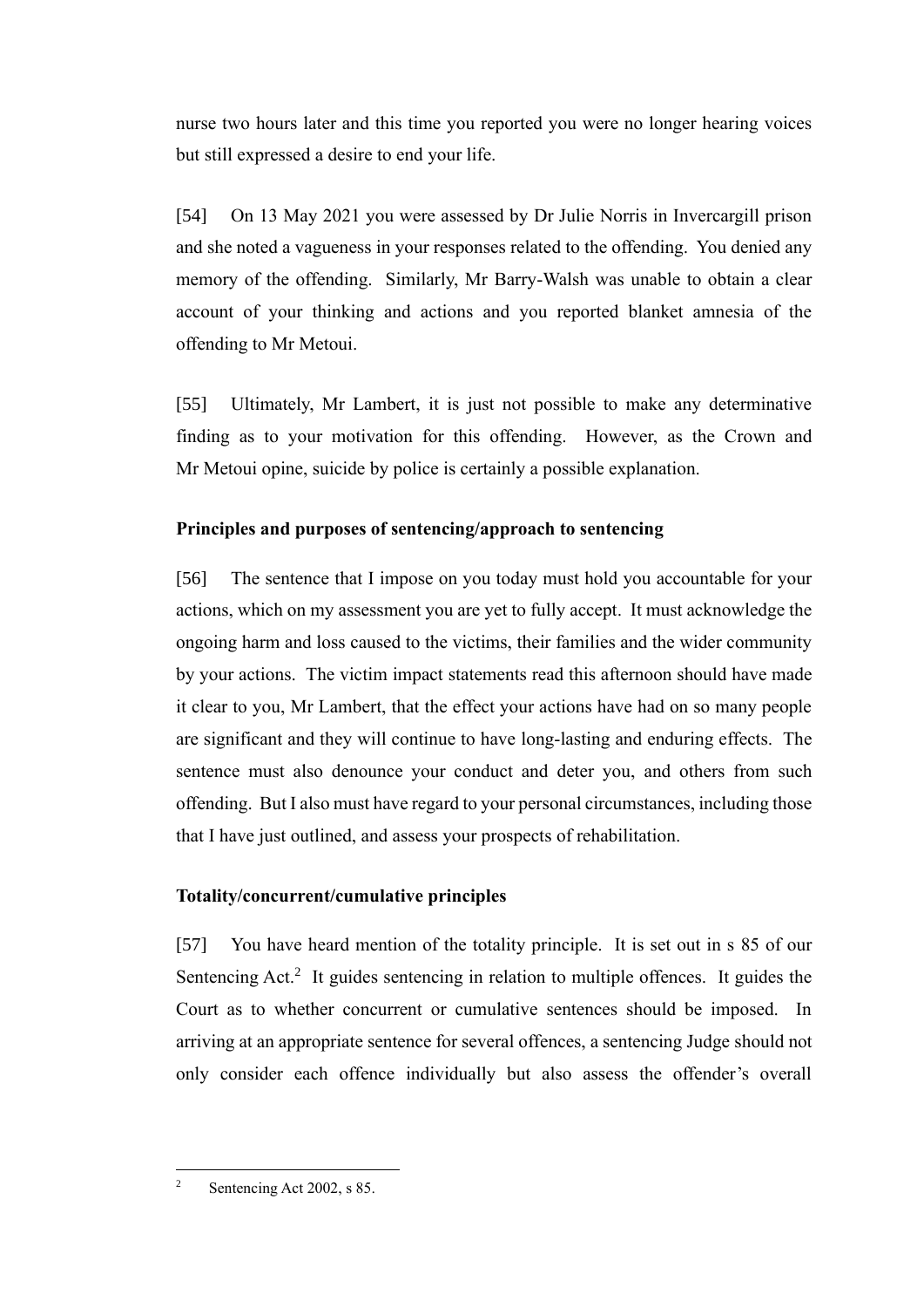nurse two hours later and this time you reported you were no longer hearing voices but still expressed a desire to end your life.

[54] On 13 May 2021 you were assessed by Dr Julie Norris in Invercargill prison and she noted a vagueness in your responses related to the offending. You denied any memory of the offending. Similarly, Mr Barry-Walsh was unable to obtain a clear account of your thinking and actions and you reported blanket amnesia of the offending to Mr Metoui.

[55] Ultimately, Mr Lambert, it is just not possible to make any determinative finding as to your motivation for this offending. However, as the Crown and Mr Metoui opine, suicide by police is certainly a possible explanation.

**Principles and purposes of sentencing/approach to sentencing**

[56] The sentence that I impose on you today must hold you accountable for your actions, which on my assessment you are yet to fully accept. It must acknowledge the ongoing harm and loss caused to the victims, their families and the wider community by your actions. The victim impact statements read this afternoon should have made it clear to you, Mr Lambert, that the effect your actions have had on so many people are significant and they will continue to have long-lasting and enduring effects. The sentence must also denounce your conduct and deter you, and others from such offending. But I also must have regard to your personal circumstances, including those that I have just outlined, and assess your prospects of rehabilitation.

**Totality/concurrent/cumulative principles**

[57] You have heard mention of the totality principle. It is set out in s 85 of our Sentencing Act.[2] It guides sentencing in relation to multiple offences. It guides the Court as to whether concurrent or cumulative sentences should be imposed. In arriving at an appropriate sentence for several offences, a sentencing Judge should not only consider each offence individually but also assess the offender's overall

[2] Sentencing Act 2002, s 85.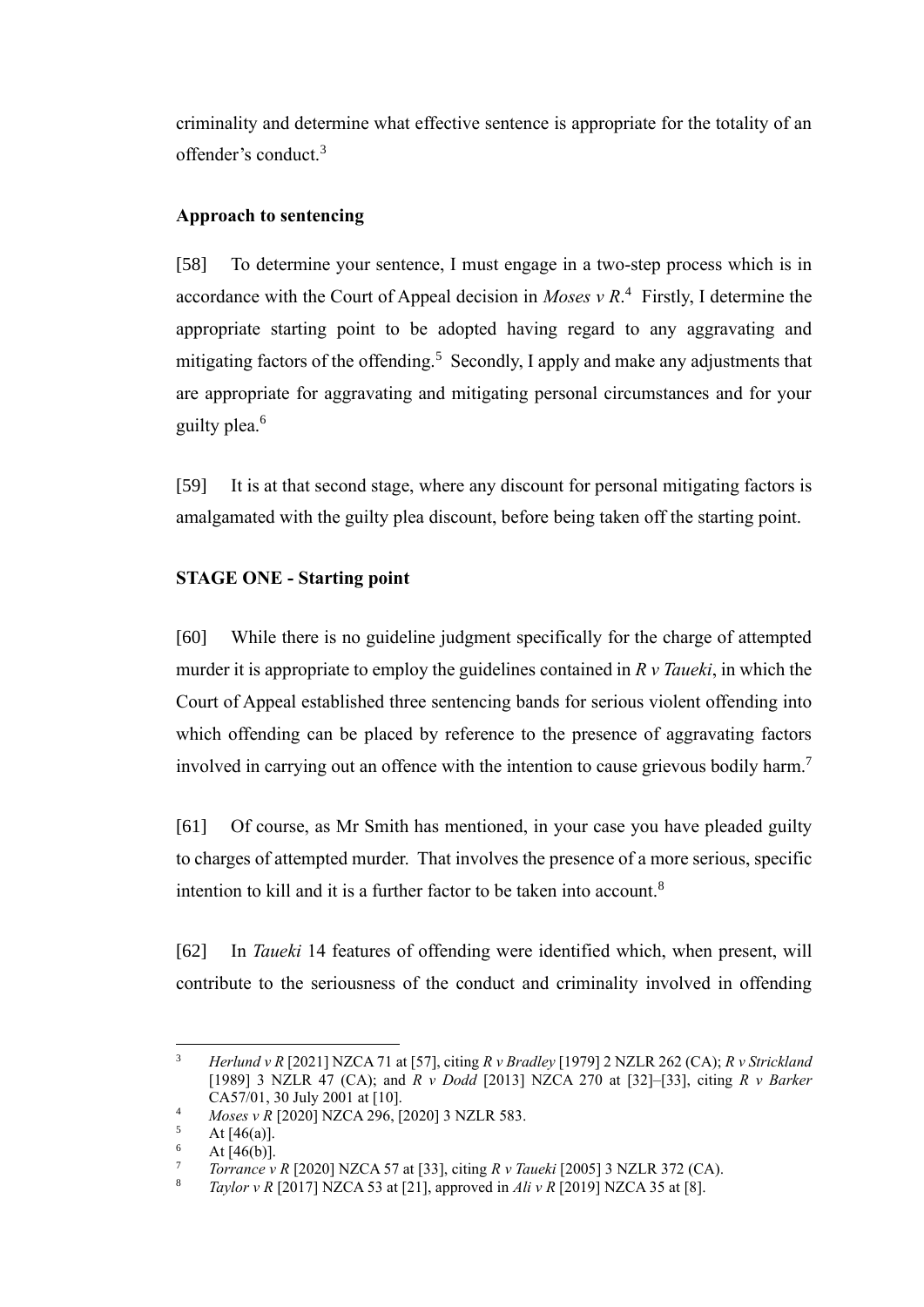criminality and determine what effective sentence is appropriate for the totality of an offender's conduct.[3]

**Approach to sentencing**

[58] To determine your sentence, I must engage in a two-step process which is in accordance with the Court of Appeal decision in *Moses v R*.[4] Firstly, I determine the appropriate starting point to be adopted having regard to any aggravating and mitigating factors of the offending.[5] Secondly, I apply and make any adjustments that are appropriate for aggravating and mitigating personal circumstances and for your guilty plea.[6]

[59] It is at that second stage, where any discount for personal mitigating factors is amalgamated with the guilty plea discount, before being taken off the starting point.

**STAGE ONE - Starting point**

[60] While there is no guideline judgment specifically for the charge of attempted murder it is appropriate to employ the guidelines contained in *R v Taueki*, in which the Court of Appeal established three sentencing bands for serious violent offending into which offending can be placed by reference to the presence of aggravating factors involved in carrying out an offence with the intention to cause grievous bodily harm.[7]

[61] Of course, as Mr Smith has mentioned, in your case you have pleaded guilty to charges of attempted murder. That involves the presence of a more serious, specific intention to kill and it is a further factor to be taken into account.[8]

[62] In *Taueki* 14 features of offending were identified which, when present, will contribute to the seriousness of the conduct and criminality involved in offending

---

[3] *Herlund v R* [2021] NZCA 71 at [57], citing *R v Bradley* [1979] 2 NZLR 262 (CA); *R v Strickland* [1989] 3 NZLR 47 (CA); and *R v Dodd* [2013] NZCA 270 at [32]–[33], citing *R v Barker* CA57/01, 30 July 2001 at [10].

[4] *Moses v R* [2020] NZCA 296, [2020] 3 NZLR 583.

[5] At [46(a)].

[6] At [46(b)].

[7] *Torrance v R* [2020] NZCA 57 at [33], citing *R v Taueki* [2005] 3 NZLR 372 (CA).

[8] *Taylor v R* [2017] NZCA 53 at [21], approved in *Ali v R* [2019] NZCA 35 at [8].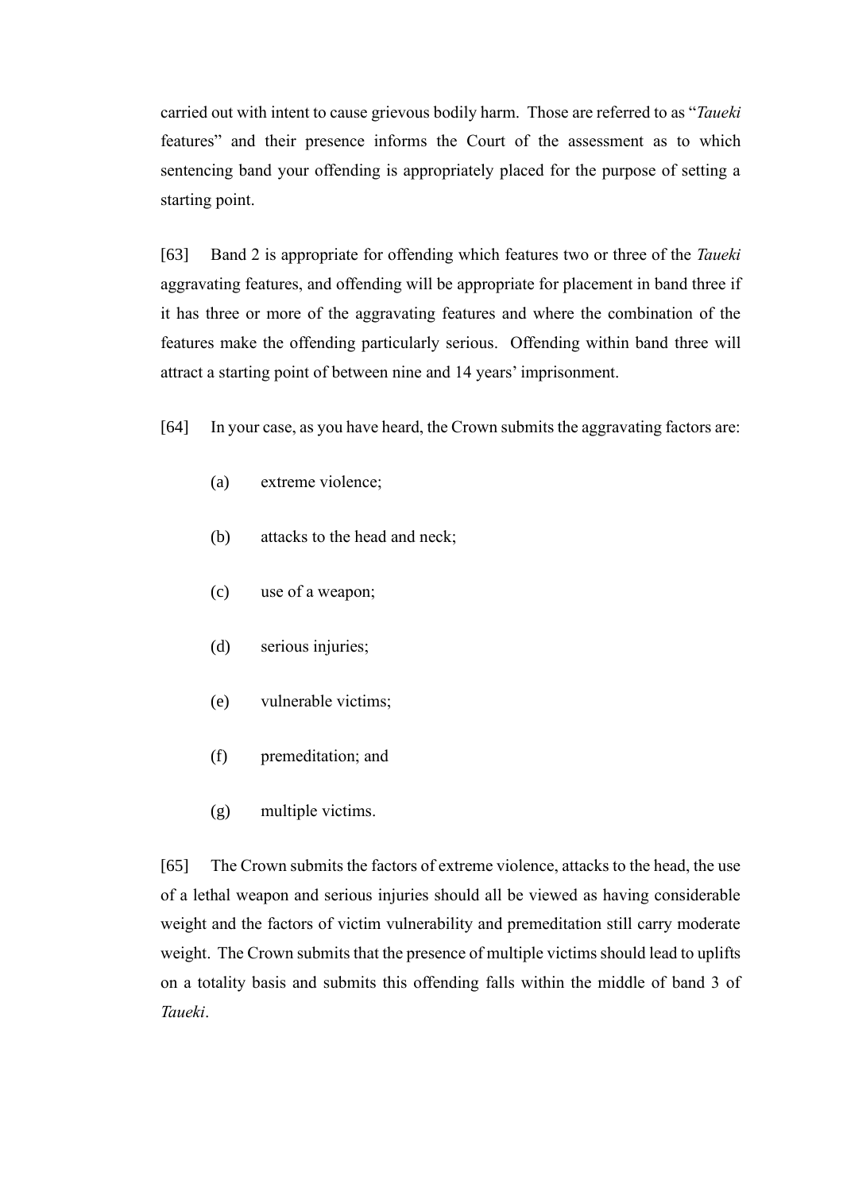carried out with intent to cause grievous bodily harm. Those are referred to as "*Taueki* features" and their presence informs the Court of the assessment as to which sentencing band your offending is appropriately placed for the purpose of setting a starting point.

[63] Band 2 is appropriate for offending which features two or three of the *Taueki* aggravating features, and offending will be appropriate for placement in band three if it has three or more of the aggravating features and where the combination of the features make the offending particularly serious. Offending within band three will attract a starting point of between nine and 14 years' imprisonment.

[64] In your case, as you have heard, the Crown submits the aggravating factors are:

(a) extreme violence;

(b) attacks to the head and neck;

(c) use of a weapon;

(d) serious injuries;

(e) vulnerable victims;

(f) premeditation; and

(g) multiple victims.

[65] The Crown submits the factors of extreme violence, attacks to the head, the use of a lethal weapon and serious injuries should all be viewed as having considerable weight and the factors of victim vulnerability and premeditation still carry moderate weight. The Crown submits that the presence of multiple victims should lead to uplifts on a totality basis and submits this offending falls within the middle of band 3 of *Taueki*.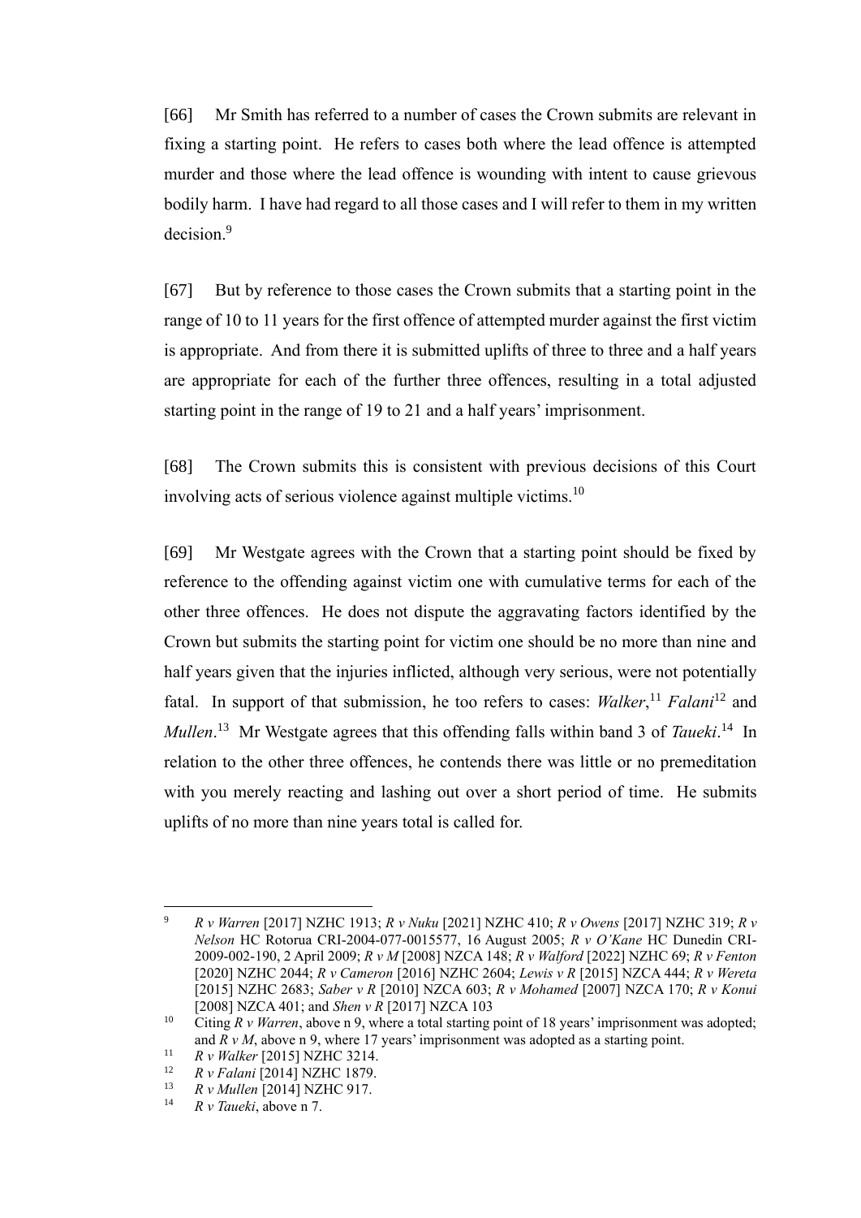[66] Mr Smith has referred to a number of cases the Crown submits are relevant in fixing a starting point. He refers to cases both where the lead offence is attempted murder and those where the lead offence is wounding with intent to cause grievous bodily harm. I have had regard to all those cases and I will refer to them in my written decision.[9]

[67] But by reference to those cases the Crown submits that a starting point in the range of 10 to 11 years for the first offence of attempted murder against the first victim is appropriate. And from there it is submitted uplifts of three to three and a half years are appropriate for each of the further three offences, resulting in a total adjusted starting point in the range of 19 to 21 and a half years' imprisonment.

[68] The Crown submits this is consistent with previous decisions of this Court involving acts of serious violence against multiple victims.[10]

[69] Mr Westgate agrees with the Crown that a starting point should be fixed by reference to the offending against victim one with cumulative terms for each of the other three offences. He does not dispute the aggravating factors identified by the Crown but submits the starting point for victim one should be no more than nine and half years given that the injuries inflicted, although very serious, were not potentially fatal. In support of that submission, he too refers to cases: *Walker*,[11] *Falani*[12] and *Mullen*.[13] Mr Westgate agrees that this offending falls within band 3 of *Taueki*.[14] In relation to the other three offences, he contends there was little or no premeditation with you merely reacting and lashing out over a short period of time. He submits uplifts of no more than nine years total is called for.

---

[9] *R v Warren* [2017] NZHC 1913; *R v Nuku* [2021] NZHC 410; *R v Owens* [2017] NZHC 319; *R v Nelson* HC Rotorua CRI-2004-077-0015577, 16 August 2005; *R v O'Kane* HC Dunedin CRI-2009-002-190, 2 April 2009; *R v M* [2008] NZCA 148; *R v Walford* [2022] NZHC 69; *R v Fenton* [2020] NZHC 2044; *R v Cameron* [2016] NZHC 2604; *Lewis v R* [2015] NZCA 444; *R v Wereta* [2015] NZHC 2683; *Saber v R* [2010] NZCA 603; *R v Mohamed* [2007] NZCA 170; *R v Konui* [2008] NZCA 401; and *Shen v R* [2017] NZCA 103

[10] Citing *R v Warren*, above n 9, where a total starting point of 18 years' imprisonment was adopted; and *R v M*, above n 9, where 17 years' imprisonment was adopted as a starting point.

[11] *R v Walker* [2015] NZHC 3214.

[12] *R v Falani* [2014] NZHC 1879.

[13] *R v Mullen* [2014] NZHC 917.

[14] *R v Taueki*, above n 7.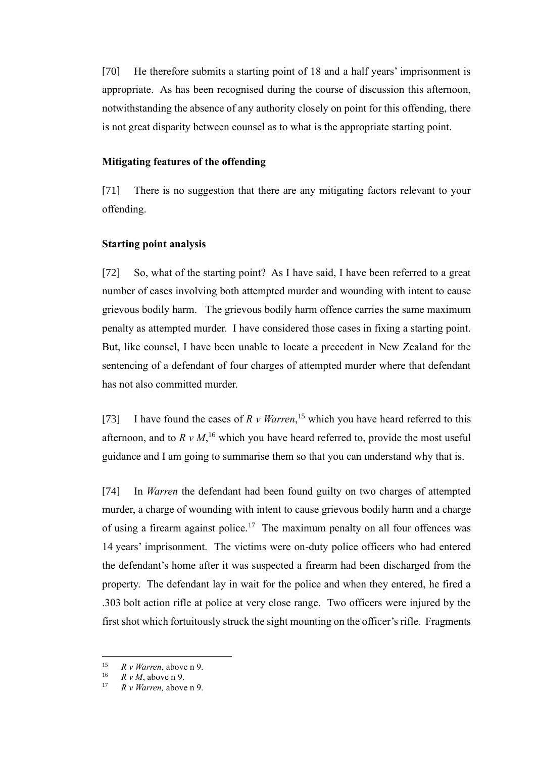[70] He therefore submits a starting point of 18 and a half years' imprisonment is appropriate. As has been recognised during the course of discussion this afternoon, notwithstanding the absence of any authority closely on point for this offending, there is not great disparity between counsel as to what is the appropriate starting point.

**Mitigating features of the offending**

[71] There is no suggestion that there are any mitigating factors relevant to your offending.

**Starting point analysis**

[72] So, what of the starting point? As I have said, I have been referred to a great number of cases involving both attempted murder and wounding with intent to cause grievous bodily harm. The grievous bodily harm offence carries the same maximum penalty as attempted murder. I have considered those cases in fixing a starting point. But, like counsel, I have been unable to locate a precedent in New Zealand for the sentencing of a defendant of four charges of attempted murder where that defendant has not also committed murder.

[73] I have found the cases of *R v Warren*,[15] which you have heard referred to this afternoon, and to *R v M*,[16] which you have heard referred to, provide the most useful guidance and I am going to summarise them so that you can understand why that is.

[74] In *Warren* the defendant had been found guilty on two charges of attempted murder, a charge of wounding with intent to cause grievous bodily harm and a charge of using a firearm against police.[17] The maximum penalty on all four offences was 14 years' imprisonment. The victims were on-duty police officers who had entered the defendant's home after it was suspected a firearm had been discharged from the property. The defendant lay in wait for the police and when they entered, he fired a .303 bolt action rifle at police at very close range. Two officers were injured by the first shot which fortuitously struck the sight mounting on the officer's rifle. Fragments

---

[15] *R v Warren*, above n 9.
[16] *R v M*, above n 9.
[17] *R v Warren,* above n 9.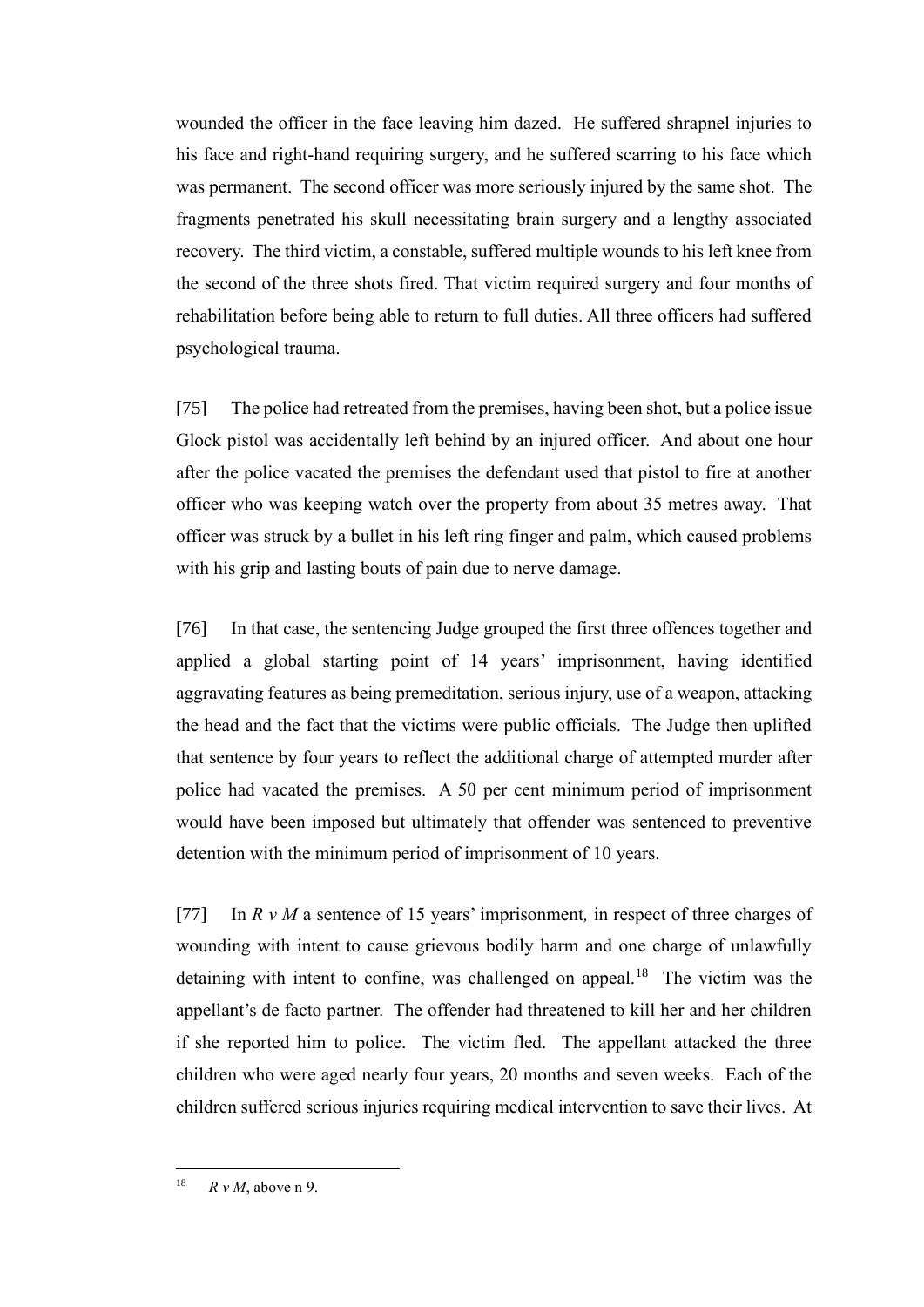wounded the officer in the face leaving him dazed. He suffered shrapnel injuries to his face and right-hand requiring surgery, and he suffered scarring to his face which was permanent. The second officer was more seriously injured by the same shot. The fragments penetrated his skull necessitating brain surgery and a lengthy associated recovery. The third victim, a constable, suffered multiple wounds to his left knee from the second of the three shots fired. That victim required surgery and four months of rehabilitation before being able to return to full duties. All three officers had suffered psychological trauma.

[75] The police had retreated from the premises, having been shot, but a police issue Glock pistol was accidentally left behind by an injured officer. And about one hour after the police vacated the premises the defendant used that pistol to fire at another officer who was keeping watch over the property from about 35 metres away. That officer was struck by a bullet in his left ring finger and palm, which caused problems with his grip and lasting bouts of pain due to nerve damage.

[76] In that case, the sentencing Judge grouped the first three offences together and applied a global starting point of 14 years' imprisonment, having identified aggravating features as being premeditation, serious injury, use of a weapon, attacking the head and the fact that the victims were public officials. The Judge then uplifted that sentence by four years to reflect the additional charge of attempted murder after police had vacated the premises. A 50 per cent minimum period of imprisonment would have been imposed but ultimately that offender was sentenced to preventive detention with the minimum period of imprisonment of 10 years.

[77] In *R v M* a sentence of 15 years' imprisonment, in respect of three charges of wounding with intent to cause grievous bodily harm and one charge of unlawfully detaining with intent to confine, was challenged on appeal.[18] The victim was the appellant's de facto partner. The offender had threatened to kill her and her children if she reported him to police. The victim fled. The appellant attacked the three children who were aged nearly four years, 20 months and seven weeks. Each of the children suffered serious injuries requiring medical intervention to save their lives. At

---

[18] *R v M*, above n 9.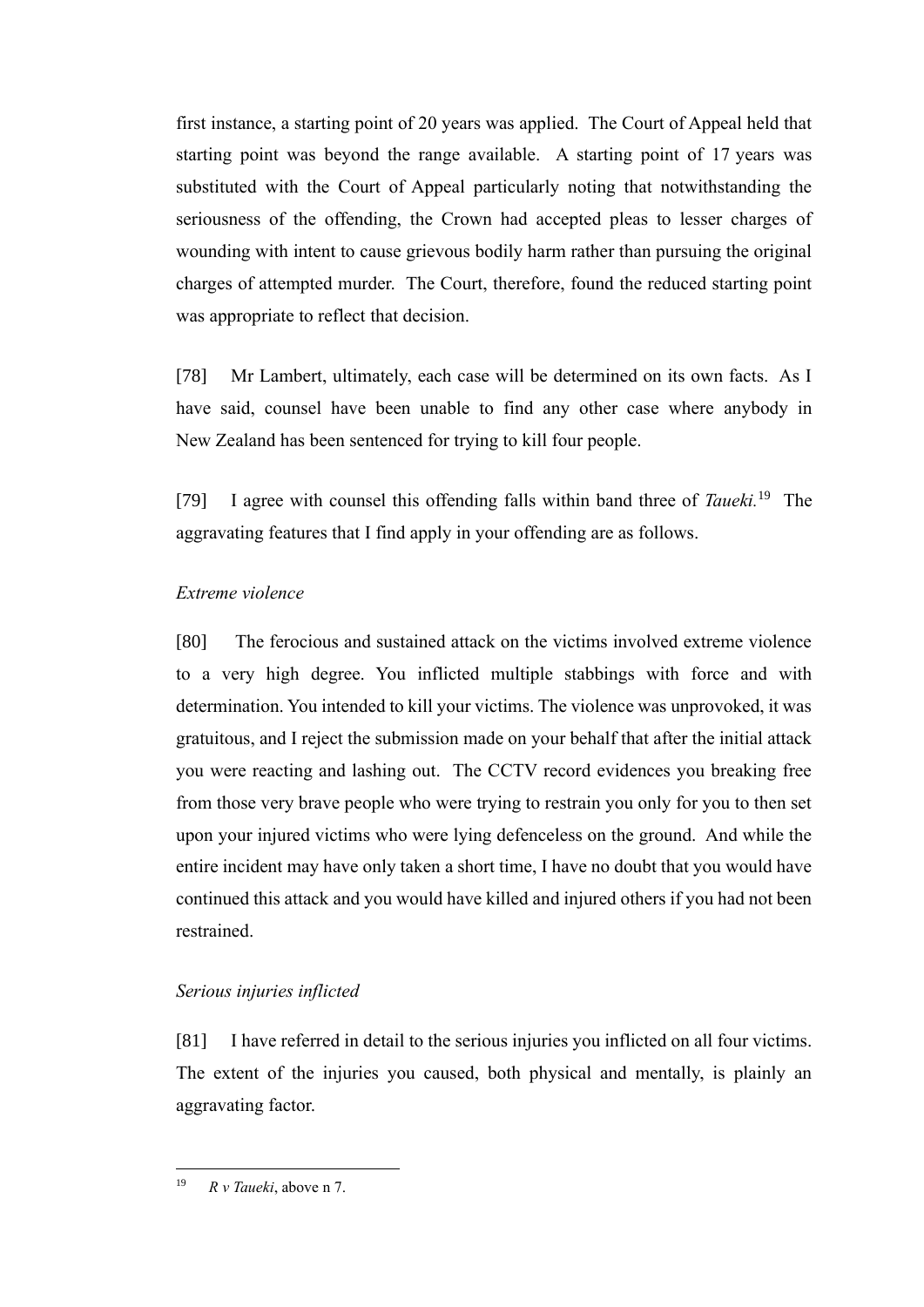first instance, a starting point of 20 years was applied. The Court of Appeal held that starting point was beyond the range available. A starting point of 17 years was substituted with the Court of Appeal particularly noting that notwithstanding the seriousness of the offending, the Crown had accepted pleas to lesser charges of wounding with intent to cause grievous bodily harm rather than pursuing the original charges of attempted murder. The Court, therefore, found the reduced starting point was appropriate to reflect that decision.

[78] Mr Lambert, ultimately, each case will be determined on its own facts. As I have said, counsel have been unable to find any other case where anybody in New Zealand has been sentenced for trying to kill four people.

[79] I agree with counsel this offending falls within band three of *Taueki.*[19] The aggravating features that I find apply in your offending are as follows.

*Extreme violence*

[80] The ferocious and sustained attack on the victims involved extreme violence to a very high degree. You inflicted multiple stabbings with force and with determination. You intended to kill your victims. The violence was unprovoked, it was gratuitous, and I reject the submission made on your behalf that after the initial attack you were reacting and lashing out. The CCTV record evidences you breaking free from those very brave people who were trying to restrain you only for you to then set upon your injured victims who were lying defenceless on the ground. And while the entire incident may have only taken a short time, I have no doubt that you would have continued this attack and you would have killed and injured others if you had not been restrained.

*Serious injuries inflicted*

[81] I have referred in detail to the serious injuries you inflicted on all four victims. The extent of the injuries you caused, both physical and mentally, is plainly an aggravating factor.

---

[19] *R v Taueki*, above n 7.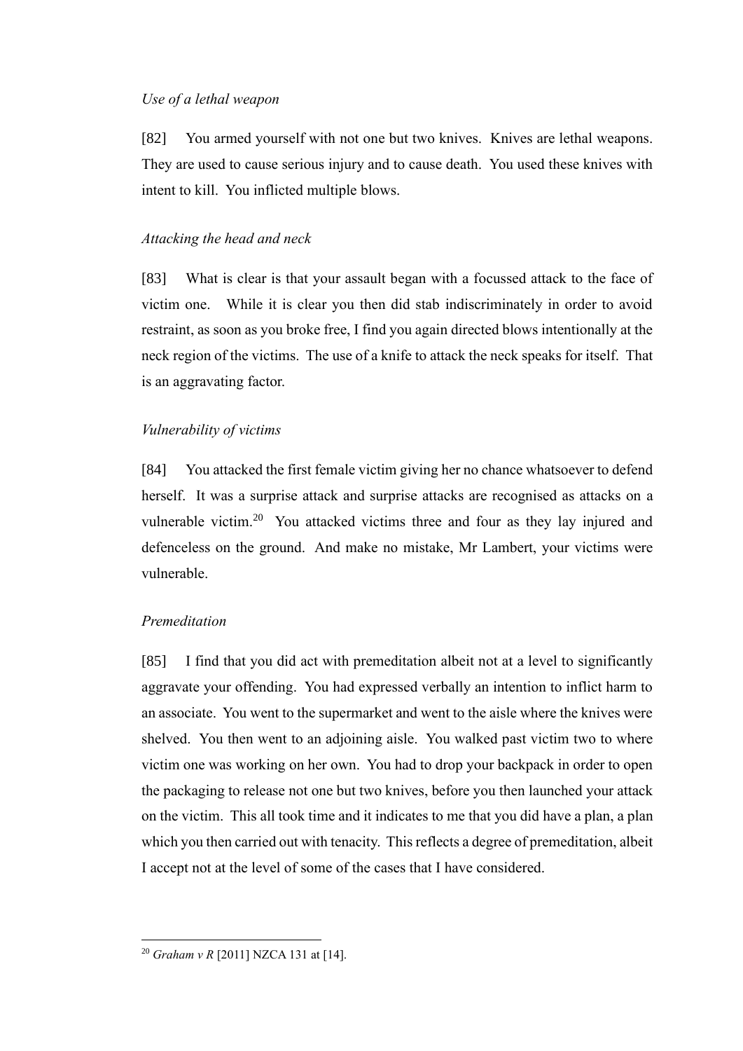*Use of a lethal weapon*

[82] You armed yourself with not one but two knives. Knives are lethal weapons. They are used to cause serious injury and to cause death. You used these knives with intent to kill. You inflicted multiple blows.

*Attacking the head and neck*

[83] What is clear is that your assault began with a focussed attack to the face of victim one. While it is clear you then did stab indiscriminately in order to avoid restraint, as soon as you broke free, I find you again directed blows intentionally at the neck region of the victims. The use of a knife to attack the neck speaks for itself. That is an aggravating factor.

*Vulnerability of victims*

[84] You attacked the first female victim giving her no chance whatsoever to defend herself. It was a surprise attack and surprise attacks are recognised as attacks on a vulnerable victim.[20] You attacked victims three and four as they lay injured and defenceless on the ground. And make no mistake, Mr Lambert, your victims were vulnerable.

*Premeditation*

[85] I find that you did act with premeditation albeit not at a level to significantly aggravate your offending. You had expressed verbally an intention to inflict harm to an associate. You went to the supermarket and went to the aisle where the knives were shelved. You then went to an adjoining aisle. You walked past victim two to where victim one was working on her own. You had to drop your backpack in order to open the packaging to release not one but two knives, before you then launched your attack on the victim. This all took time and it indicates to me that you did have a plan, a plan which you then carried out with tenacity. This reflects a degree of premeditation, albeit I accept not at the level of some of the cases that I have considered.

---

[20] *Graham v R* [2011] NZCA 131 at [14].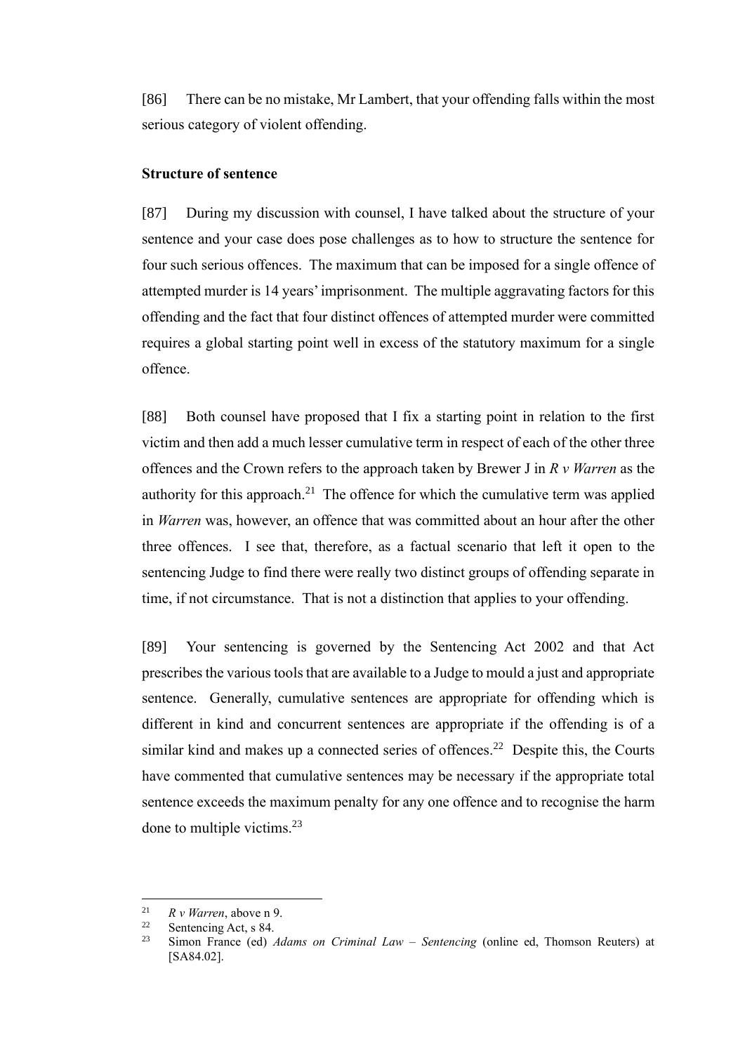[86] There can be no mistake, Mr Lambert, that your offending falls within the most serious category of violent offending.

**Structure of sentence**

[87] During my discussion with counsel, I have talked about the structure of your sentence and your case does pose challenges as to how to structure the sentence for four such serious offences. The maximum that can be imposed for a single offence of attempted murder is 14 years' imprisonment. The multiple aggravating factors for this offending and the fact that four distinct offences of attempted murder were committed requires a global starting point well in excess of the statutory maximum for a single offence.

[88] Both counsel have proposed that I fix a starting point in relation to the first victim and then add a much lesser cumulative term in respect of each of the other three offences and the Crown refers to the approach taken by Brewer J in *R v Warren* as the authority for this approach.[21] The offence for which the cumulative term was applied in *Warren* was, however, an offence that was committed about an hour after the other three offences. I see that, therefore, as a factual scenario that left it open to the sentencing Judge to find there were really two distinct groups of offending separate in time, if not circumstance. That is not a distinction that applies to your offending.

[89] Your sentencing is governed by the Sentencing Act 2002 and that Act prescribes the various tools that are available to a Judge to mould a just and appropriate sentence. Generally, cumulative sentences are appropriate for offending which is different in kind and concurrent sentences are appropriate if the offending is of a similar kind and makes up a connected series of offences.[22] Despite this, the Courts have commented that cumulative sentences may be necessary if the appropriate total sentence exceeds the maximum penalty for any one offence and to recognise the harm done to multiple victims.[23]

---

[21] *R v Warren*, above n 9.

[22] Sentencing Act, s 84.

[23] Simon France (ed) *Adams on Criminal Law – Sentencing* (online ed, Thomson Reuters) at [SA84.02].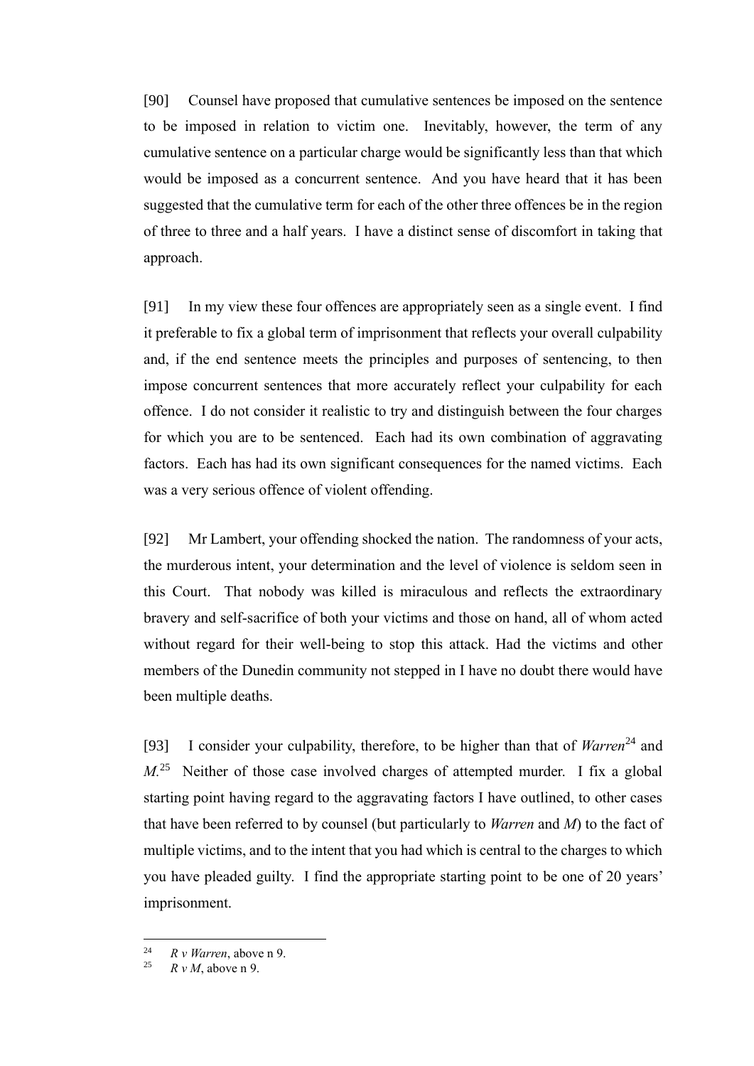[90] Counsel have proposed that cumulative sentences be imposed on the sentence to be imposed in relation to victim one. Inevitably, however, the term of any cumulative sentence on a particular charge would be significantly less than that which would be imposed as a concurrent sentence. And you have heard that it has been suggested that the cumulative term for each of the other three offences be in the region of three to three and a half years. I have a distinct sense of discomfort in taking that approach.

[91] In my view these four offences are appropriately seen as a single event. I find it preferable to fix a global term of imprisonment that reflects your overall culpability and, if the end sentence meets the principles and purposes of sentencing, to then impose concurrent sentences that more accurately reflect your culpability for each offence. I do not consider it realistic to try and distinguish between the four charges for which you are to be sentenced. Each had its own combination of aggravating factors. Each has had its own significant consequences for the named victims. Each was a very serious offence of violent offending.

[92] Mr Lambert, your offending shocked the nation. The randomness of your acts, the murderous intent, your determination and the level of violence is seldom seen in this Court. That nobody was killed is miraculous and reflects the extraordinary bravery and self-sacrifice of both your victims and those on hand, all of whom acted without regard for their well-being to stop this attack. Had the victims and other members of the Dunedin community not stepped in I have no doubt there would have been multiple deaths.

[93] I consider your culpability, therefore, to be higher than that of *Warren*[24] and *M*.[25] Neither of those case involved charges of attempted murder. I fix a global starting point having regard to the aggravating factors I have outlined, to other cases that have been referred to by counsel (but particularly to *Warren* and *M*) to the fact of multiple victims, and to the intent that you had which is central to the charges to which you have pleaded guilty. I find the appropriate starting point to be one of 20 years' imprisonment.

---

[24] *R v Warren*, above n 9.

[25] *R v M*, above n 9.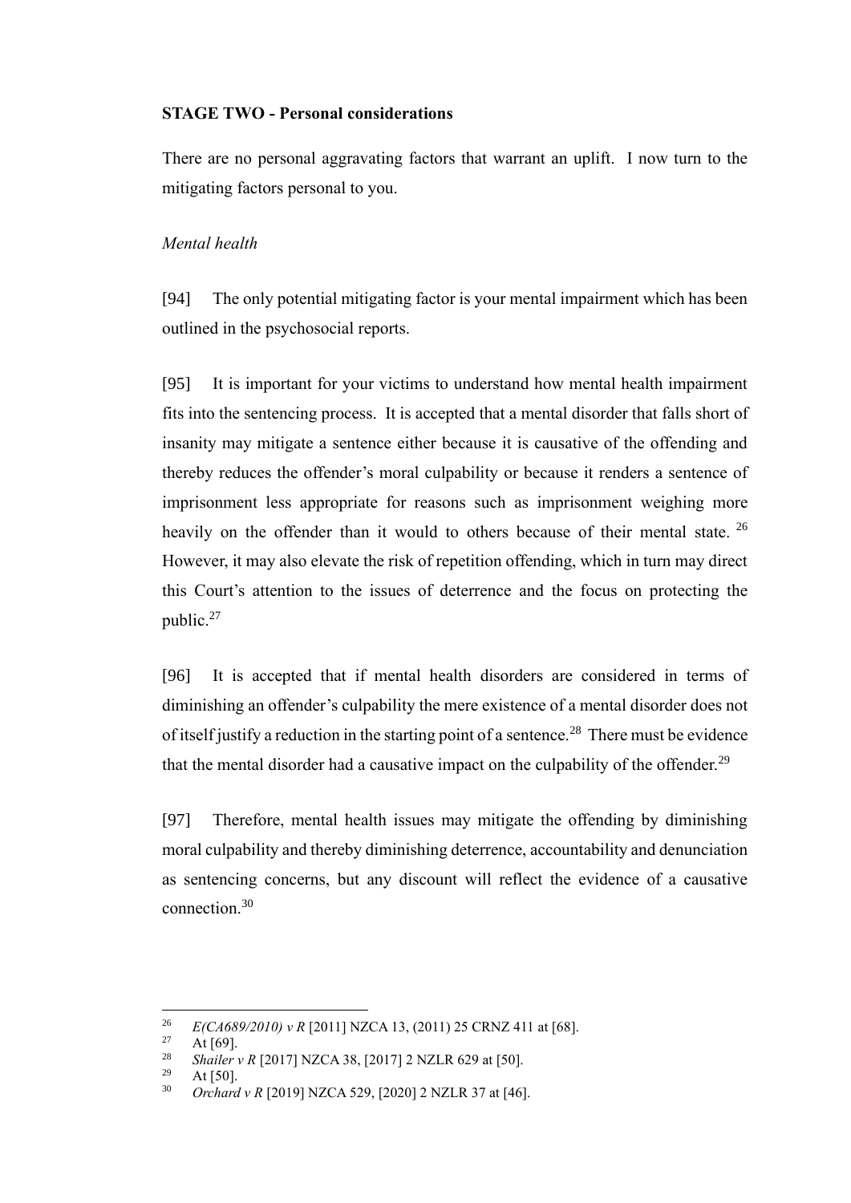**STAGE TWO - Personal considerations**

There are no personal aggravating factors that warrant an uplift. I now turn to the mitigating factors personal to you.

*Mental health*

[94] The only potential mitigating factor is your mental impairment which has been outlined in the psychosocial reports.

[95] It is important for your victims to understand how mental health impairment fits into the sentencing process. It is accepted that a mental disorder that falls short of insanity may mitigate a sentence either because it is causative of the offending and thereby reduces the offender's moral culpability or because it renders a sentence of imprisonment less appropriate for reasons such as imprisonment weighing more heavily on the offender than it would to others because of their mental state. [26] However, it may also elevate the risk of repetition offending, which in turn may direct this Court's attention to the issues of deterrence and the focus on protecting the public.[27]

[96] It is accepted that if mental health disorders are considered in terms of diminishing an offender's culpability the mere existence of a mental disorder does not of itself justify a reduction in the starting point of a sentence.[28] There must be evidence that the mental disorder had a causative impact on the culpability of the offender.[29]

[97] Therefore, mental health issues may mitigate the offending by diminishing moral culpability and thereby diminishing deterrence, accountability and denunciation as sentencing concerns, but any discount will reflect the evidence of a causative connection.[30]

---

[26] *E(CA689/2010) v R* [2011] NZCA 13, (2011) 25 CRNZ 411 at [68].

[27] At [69].

[28] *Shailer v R* [2017] NZCA 38, [2017] 2 NZLR 629 at [50].

[29] At [50].

[30] *Orchard v R* [2019] NZCA 529, [2020] 2 NZLR 37 at [46].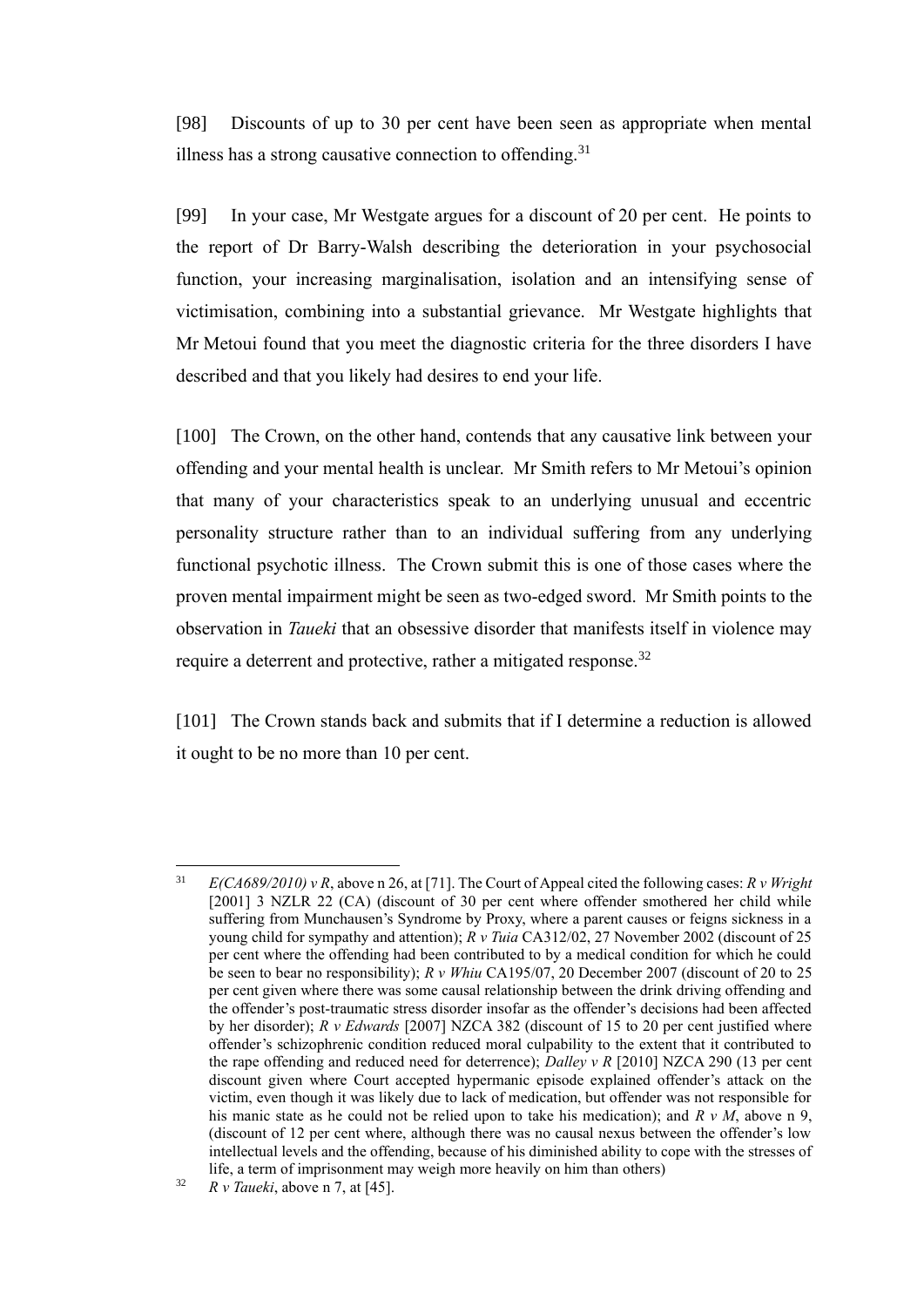[98] Discounts of up to 30 per cent have been seen as appropriate when mental illness has a strong causative connection to offending.[31]

[99] In your case, Mr Westgate argues for a discount of 20 per cent. He points to the report of Dr Barry-Walsh describing the deterioration in your psychosocial function, your increasing marginalisation, isolation and an intensifying sense of victimisation, combining into a substantial grievance. Mr Westgate highlights that Mr Metoui found that you meet the diagnostic criteria for the three disorders I have described and that you likely had desires to end your life.

[100] The Crown, on the other hand, contends that any causative link between your offending and your mental health is unclear. Mr Smith refers to Mr Metoui's opinion that many of your characteristics speak to an underlying unusual and eccentric personality structure rather than to an individual suffering from any underlying functional psychotic illness. The Crown submit this is one of those cases where the proven mental impairment might be seen as two-edged sword. Mr Smith points to the observation in *Taueki* that an obsessive disorder that manifests itself in violence may require a deterrent and protective, rather a mitigated response.[32]

[101] The Crown stands back and submits that if I determine a reduction is allowed it ought to be no more than 10 per cent.

---

[31] *E(CA689/2010) v R*, above n 26, at [71]. The Court of Appeal cited the following cases: *R v Wright* [2001] 3 NZLR 22 (CA) (discount of 30 per cent where offender smothered her child while suffering from Munchausen's Syndrome by Proxy, where a parent causes or feigns sickness in a young child for sympathy and attention); *R v Tuia* CA312/02, 27 November 2002 (discount of 25 per cent where the offending had been contributed to by a medical condition for which he could be seen to bear no responsibility); *R v Whiu* CA195/07, 20 December 2007 (discount of 20 to 25 per cent given where there was some causal relationship between the drink driving offending and the offender's post-traumatic stress disorder insofar as the offender's decisions had been affected by her disorder); *R v Edwards* [2007] NZCA 382 (discount of 15 to 20 per cent justified where offender's schizophrenic condition reduced moral culpability to the extent that it contributed to the rape offending and reduced need for deterrence); *Dalley v R* [2010] NZCA 290 (13 per cent discount given where Court accepted hypermanic episode explained offender's attack on the victim, even though it was likely due to lack of medication, but offender was not responsible for his manic state as he could not be relied upon to take his medication); and *R v M*, above n 9, (discount of 12 per cent where, although there was no causal nexus between the offender's low intellectual levels and the offending, because of his diminished ability to cope with the stresses of life, a term of imprisonment may weigh more heavily on him than others)

[32] *R v Taueki*, above n 7, at [45].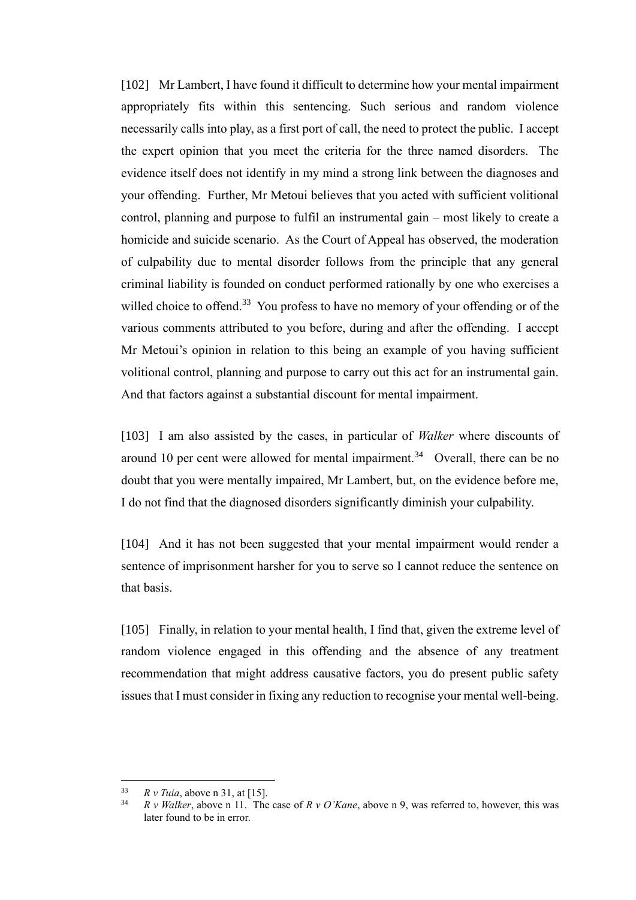[102] Mr Lambert, I have found it difficult to determine how your mental impairment appropriately fits within this sentencing. Such serious and random violence necessarily calls into play, as a first port of call, the need to protect the public. I accept the expert opinion that you meet the criteria for the three named disorders. The evidence itself does not identify in my mind a strong link between the diagnoses and your offending. Further, Mr Metoui believes that you acted with sufficient volitional control, planning and purpose to fulfil an instrumental gain – most likely to create a homicide and suicide scenario. As the Court of Appeal has observed, the moderation of culpability due to mental disorder follows from the principle that any general criminal liability is founded on conduct performed rationally by one who exercises a willed choice to offend.[33] You profess to have no memory of your offending or of the various comments attributed to you before, during and after the offending. I accept Mr Metoui's opinion in relation to this being an example of you having sufficient volitional control, planning and purpose to carry out this act for an instrumental gain. And that factors against a substantial discount for mental impairment.

[103] I am also assisted by the cases, in particular of *Walker* where discounts of around 10 per cent were allowed for mental impairment.[34] Overall, there can be no doubt that you were mentally impaired, Mr Lambert, but, on the evidence before me, I do not find that the diagnosed disorders significantly diminish your culpability.

[104] And it has not been suggested that your mental impairment would render a sentence of imprisonment harsher for you to serve so I cannot reduce the sentence on that basis.

[105] Finally, in relation to your mental health, I find that, given the extreme level of random violence engaged in this offending and the absence of any treatment recommendation that might address causative factors, you do present public safety issues that I must consider in fixing any reduction to recognise your mental well-being.

---

[33] *R v Tuia*, above n 31, at [15].

[34] *R v Walker*, above n 11. The case of *R v O'Kane*, above n 9, was referred to, however, this was later found to be in error.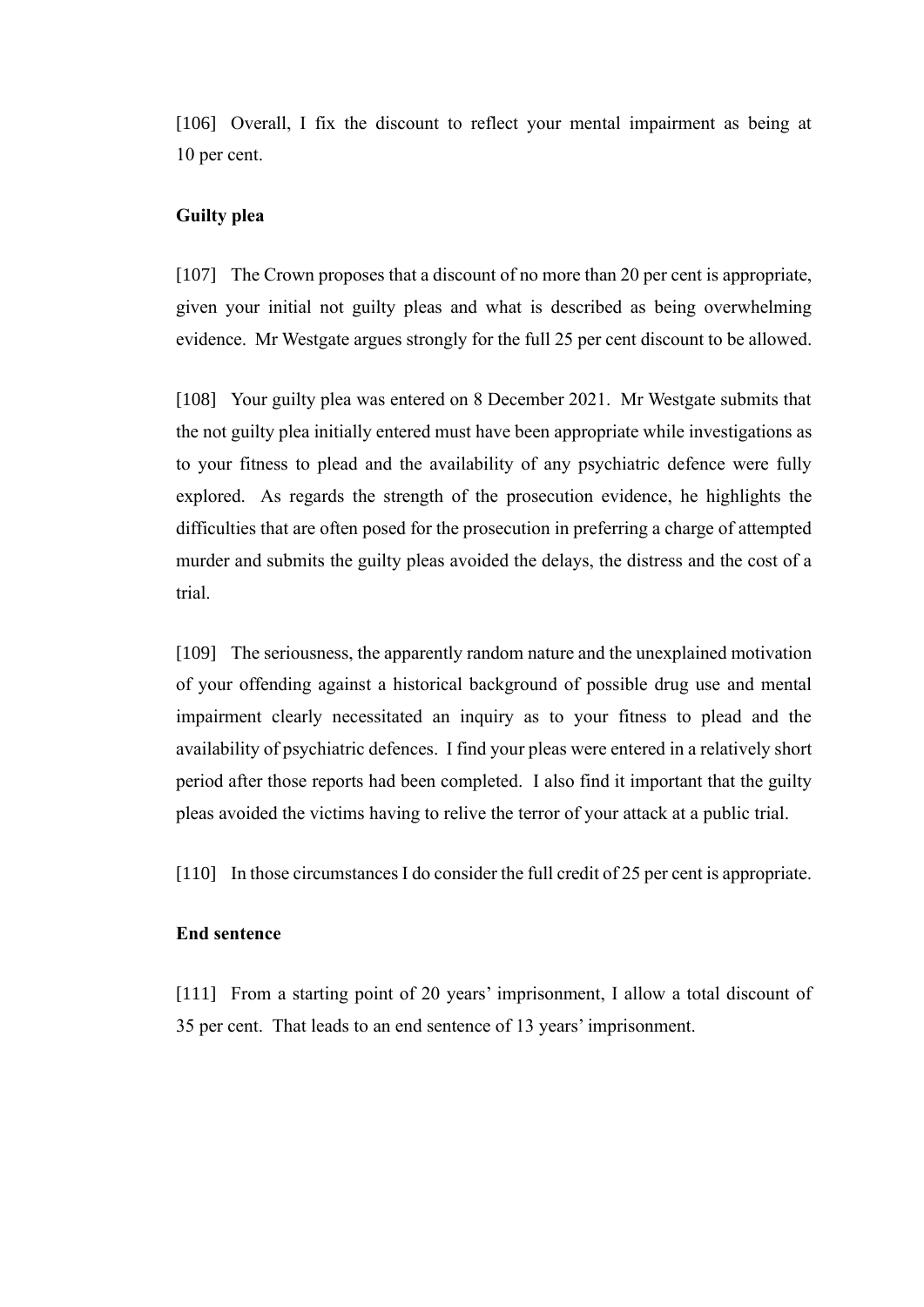[106] Overall, I fix the discount to reflect your mental impairment as being at 10 per cent.

### Guilty plea

[107] The Crown proposes that a discount of no more than 20 per cent is appropriate, given your initial not guilty pleas and what is described as being overwhelming evidence. Mr Westgate argues strongly for the full 25 per cent discount to be allowed.

[108] Your guilty plea was entered on 8 December 2021. Mr Westgate submits that the not guilty plea initially entered must have been appropriate while investigations as to your fitness to plead and the availability of any psychiatric defence were fully explored. As regards the strength of the prosecution evidence, he highlights the difficulties that are often posed for the prosecution in preferring a charge of attempted murder and submits the guilty pleas avoided the delays, the distress and the cost of a trial.

[109] The seriousness, the apparently random nature and the unexplained motivation of your offending against a historical background of possible drug use and mental impairment clearly necessitated an inquiry as to your fitness to plead and the availability of psychiatric defences. I find your pleas were entered in a relatively short period after those reports had been completed. I also find it important that the guilty pleas avoided the victims having to relive the terror of your attack at a public trial.

[110] In those circumstances I do consider the full credit of 25 per cent is appropriate.

### End sentence

[111] From a starting point of 20 years' imprisonment, I allow a total discount of 35 per cent. That leads to an end sentence of 13 years' imprisonment.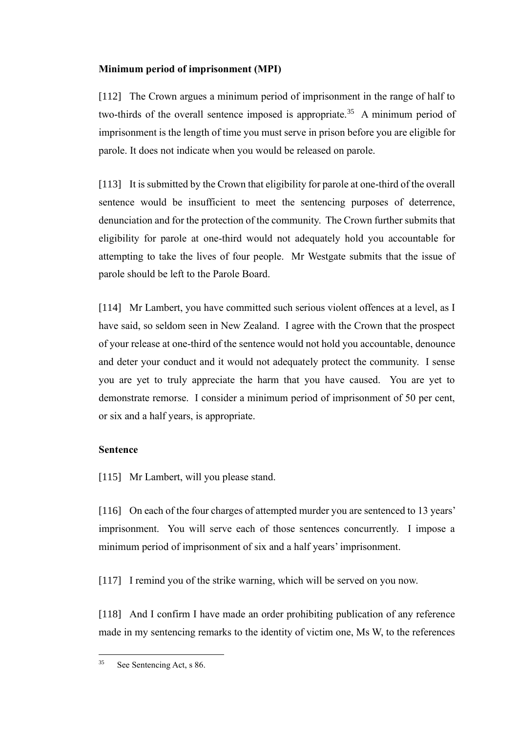**Minimum period of imprisonment (MPI)**

[112] The Crown argues a minimum period of imprisonment in the range of half to two-thirds of the overall sentence imposed is appropriate.[35] A minimum period of imprisonment is the length of time you must serve in prison before you are eligible for parole. It does not indicate when you would be released on parole.

[113] It is submitted by the Crown that eligibility for parole at one-third of the overall sentence would be insufficient to meet the sentencing purposes of deterrence, denunciation and for the protection of the community. The Crown further submits that eligibility for parole at one-third would not adequately hold you accountable for attempting to take the lives of four people. Mr Westgate submits that the issue of parole should be left to the Parole Board.

[114] Mr Lambert, you have committed such serious violent offences at a level, as I have said, so seldom seen in New Zealand. I agree with the Crown that the prospect of your release at one-third of the sentence would not hold you accountable, denounce and deter your conduct and it would not adequately protect the community. I sense you are yet to truly appreciate the harm that you have caused. You are yet to demonstrate remorse. I consider a minimum period of imprisonment of 50 per cent, or six and a half years, is appropriate.

**Sentence**

[115] Mr Lambert, will you please stand.

[116] On each of the four charges of attempted murder you are sentenced to 13 years' imprisonment. You will serve each of those sentences concurrently. I impose a minimum period of imprisonment of six and a half years' imprisonment.

[117] I remind you of the strike warning, which will be served on you now.

[118] And I confirm I have made an order prohibiting publication of any reference made in my sentencing remarks to the identity of victim one, Ms W, to the references

---

[35] See Sentencing Act, s 86.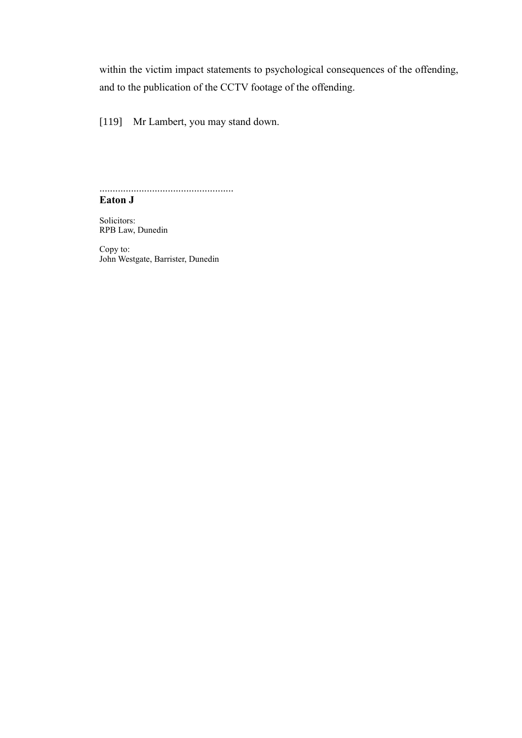within the victim impact statements to psychological consequences of the offending, and to the publication of the CCTV footage of the offending.

[119] Mr Lambert, you may stand down.

..................................................
**Eaton J**

Solicitors:
RPB Law, Dunedin

Copy to:
John Westgate, Barrister, Dunedin